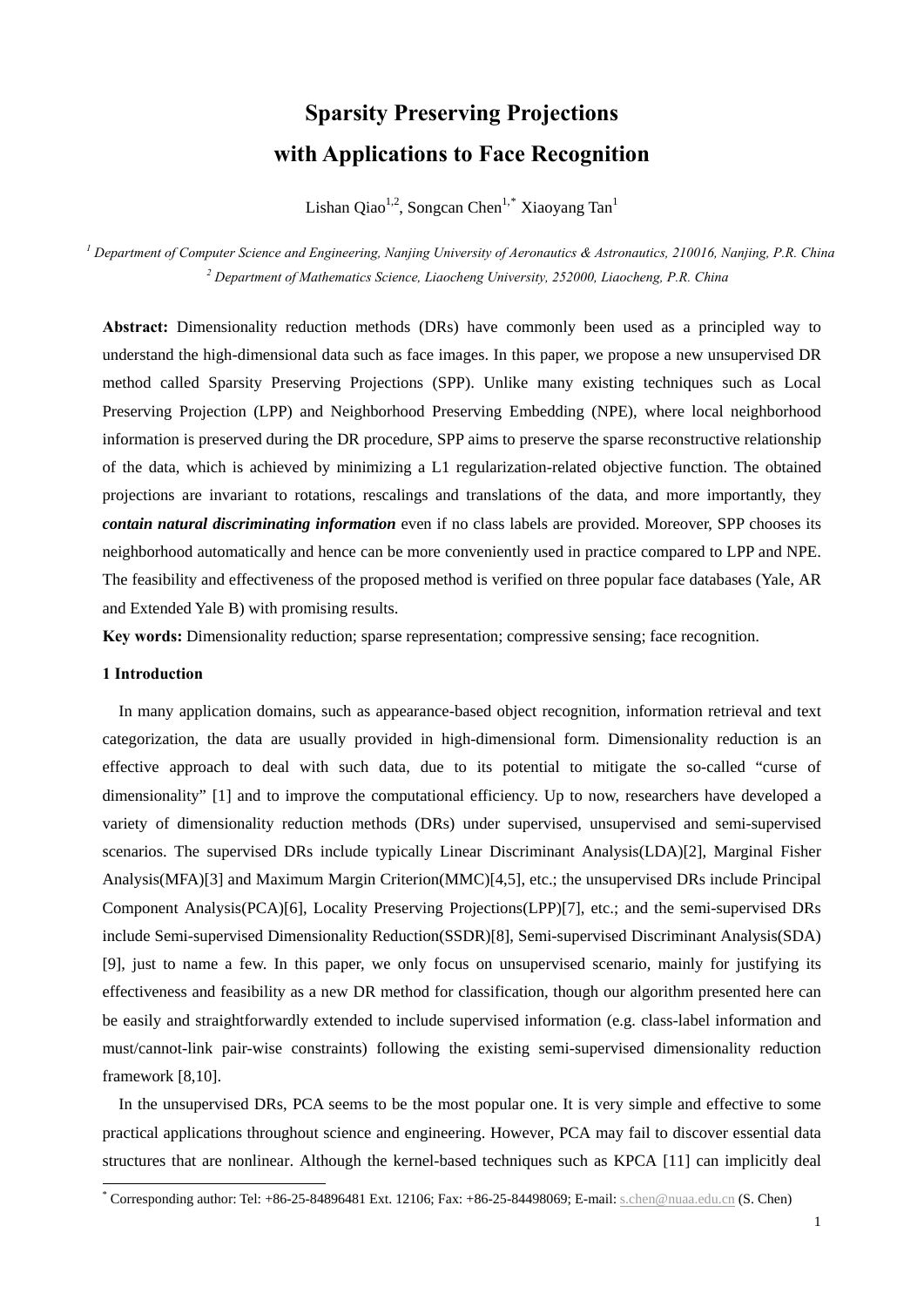# Sparsity Preserving Projections with Applications to Face Recognition

Lishan Qiao[1,2], Songcan Chen[1,*] Xiaoyang Tan[1]

[1] *Department of Computer Science and Engineering, Nanjing University of Aeronautics & Astronautics, 210016, Nanjing, P.R. China*

[2] *Department of Mathematics Science, Liaocheng University, 252000, Liaocheng, P.R. China*

**Abstract:** Dimensionality reduction methods (DRs) have commonly been used as a principled way to understand the high-dimensional data such as face images. In this paper, we propose a new unsupervised DR method called Sparsity Preserving Projections (SPP). Unlike many existing techniques such as Local Preserving Projection (LPP) and Neighborhood Preserving Embedding (NPE), where local neighborhood information is preserved during the DR procedure, SPP aims to preserve the sparse reconstructive relationship of the data, which is achieved by minimizing a L1 regularization-related objective function. The obtained projections are invariant to rotations, rescalings and translations of the data, and more importantly, they ***contain natural discriminating information*** even if no class labels are provided. Moreover, SPP chooses its neighborhood automatically and hence can be more conveniently used in practice compared to LPP and NPE. The feasibility and effectiveness of the proposed method is verified on three popular face databases (Yale, AR and Extended Yale B) with promising results.

**Key words:** Dimensionality reduction; sparse representation; compressive sensing; face recognition.

## 1 Introduction

In many application domains, such as appearance-based object recognition, information retrieval and text categorization, the data are usually provided in high-dimensional form. Dimensionality reduction is an effective approach to deal with such data, due to its potential to mitigate the so-called "curse of dimensionality" [1] and to improve the computational efficiency. Up to now, researchers have developed a variety of dimensionality reduction methods (DRs) under supervised, unsupervised and semi-supervised scenarios. The supervised DRs include typically Linear Discriminant Analysis(LDA)[2], Marginal Fisher Analysis(MFA)[3] and Maximum Margin Criterion(MMC)[4,5], etc.; the unsupervised DRs include Principal Component Analysis(PCA)[6], Locality Preserving Projections(LPP)[7], etc.; and the semi-supervised DRs include Semi-supervised Dimensionality Reduction(SSDR)[8], Semi-supervised Discriminant Analysis(SDA) [9], just to name a few. In this paper, we only focus on unsupervised scenario, mainly for justifying its effectiveness and feasibility as a new DR method for classification, though our algorithm presented here can be easily and straightforwardly extended to include supervised information (e.g. class-label information and must/cannot-link pair-wise constraints) following the existing semi-supervised dimensionality reduction framework [8,10].

In the unsupervised DRs, PCA seems to be the most popular one. It is very simple and effective to some practical applications throughout science and engineering. However, PCA may fail to discover essential data structures that are nonlinear. Although the kernel-based techniques such as KPCA [11] can implicitly deal

[*] Corresponding author: Tel: +86-25-84896481 Ext. 12106; Fax: +86-25-84498069; E-mail: s.chen@nuaa.edu.cn (S. Chen)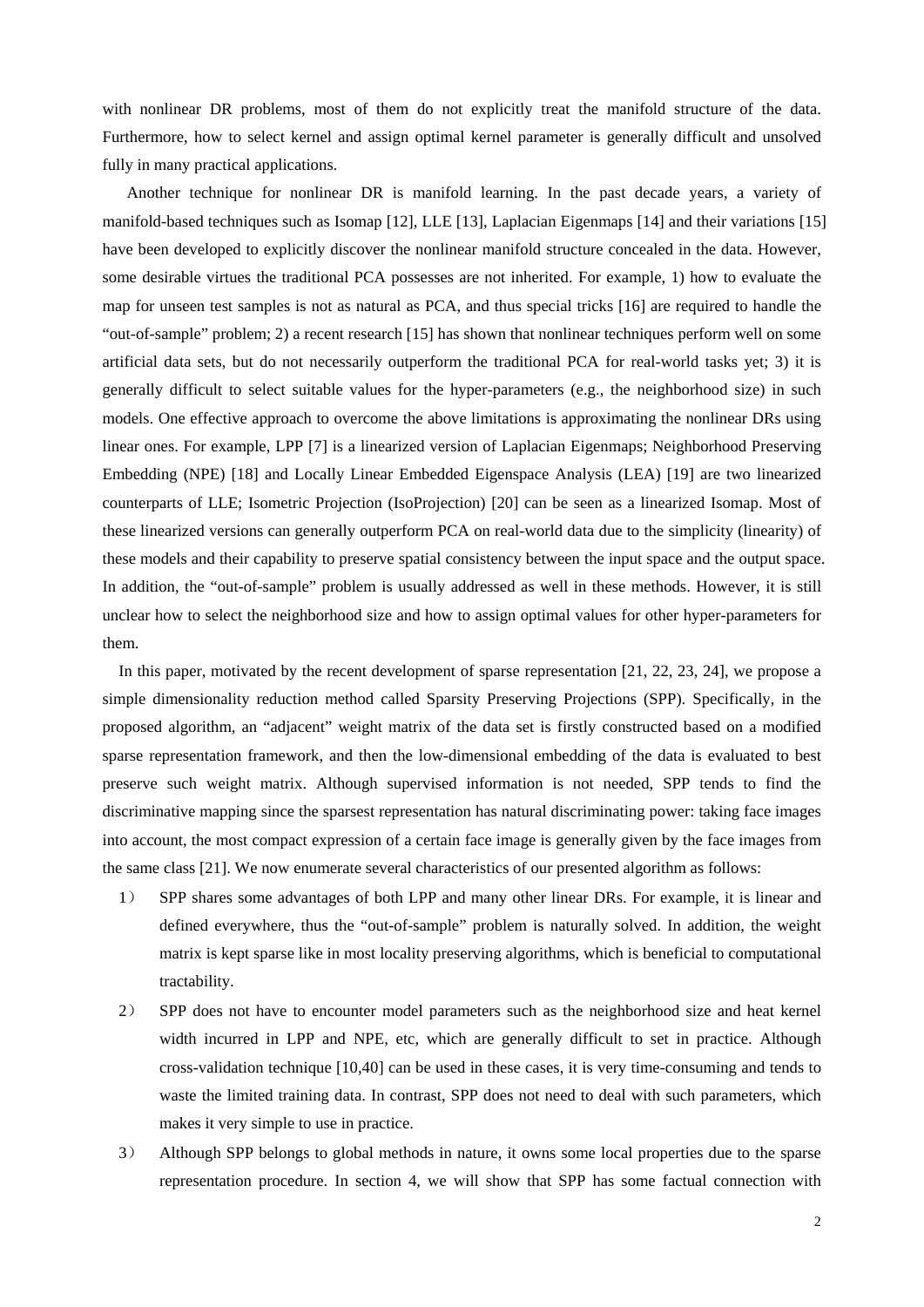with nonlinear DR problems, most of them do not explicitly treat the manifold structure of the data. Furthermore, how to select kernel and assign optimal kernel parameter is generally difficult and unsolved fully in many practical applications.

Another technique for nonlinear DR is manifold learning. In the past decade years, a variety of manifold-based techniques such as Isomap [12], LLE [13], Laplacian Eigenmaps [14] and their variations [15] have been developed to explicitly discover the nonlinear manifold structure concealed in the data. However, some desirable virtues the traditional PCA possesses are not inherited. For example, 1) how to evaluate the map for unseen test samples is not as natural as PCA, and thus special tricks [16] are required to handle the "out-of-sample" problem; 2) a recent research [15] has shown that nonlinear techniques perform well on some artificial data sets, but do not necessarily outperform the traditional PCA for real-world tasks yet; 3) it is generally difficult to select suitable values for the hyper-parameters (e.g., the neighborhood size) in such models. One effective approach to overcome the above limitations is approximating the nonlinear DRs using linear ones. For example, LPP [7] is a linearized version of Laplacian Eigenmaps; Neighborhood Preserving Embedding (NPE) [18] and Locally Linear Embedded Eigenspace Analysis (LEA) [19] are two linearized counterparts of LLE; Isometric Projection (IsoProjection) [20] can be seen as a linearized Isomap. Most of these linearized versions can generally outperform PCA on real-world data due to the simplicity (linearity) of these models and their capability to preserve spatial consistency between the input space and the output space. In addition, the "out-of-sample" problem is usually addressed as well in these methods. However, it is still unclear how to select the neighborhood size and how to assign optimal values for other hyper-parameters for them.

In this paper, motivated by the recent development of sparse representation [21, 22, 23, 24], we propose a simple dimensionality reduction method called Sparsity Preserving Projections (SPP). Specifically, in the proposed algorithm, an "adjacent" weight matrix of the data set is firstly constructed based on a modified sparse representation framework, and then the low-dimensional embedding of the data is evaluated to best preserve such weight matrix. Although supervised information is not needed, SPP tends to find the discriminative mapping since the sparsest representation has natural discriminating power: taking face images into account, the most compact expression of a certain face image is generally given by the face images from the same class [21]. We now enumerate several characteristics of our presented algorithm as follows:

1） SPP shares some advantages of both LPP and many other linear DRs. For example, it is linear and defined everywhere, thus the "out-of-sample" problem is naturally solved. In addition, the weight matrix is kept sparse like in most locality preserving algorithms, which is beneficial to computational tractability.

2） SPP does not have to encounter model parameters such as the neighborhood size and heat kernel width incurred in LPP and NPE, etc, which are generally difficult to set in practice. Although cross-validation technique [10,40] can be used in these cases, it is very time-consuming and tends to waste the limited training data. In contrast, SPP does not need to deal with such parameters, which makes it very simple to use in practice.

3） Although SPP belongs to global methods in nature, it owns some local properties due to the sparse representation procedure. In section 4, we will show that SPP has some factual connection with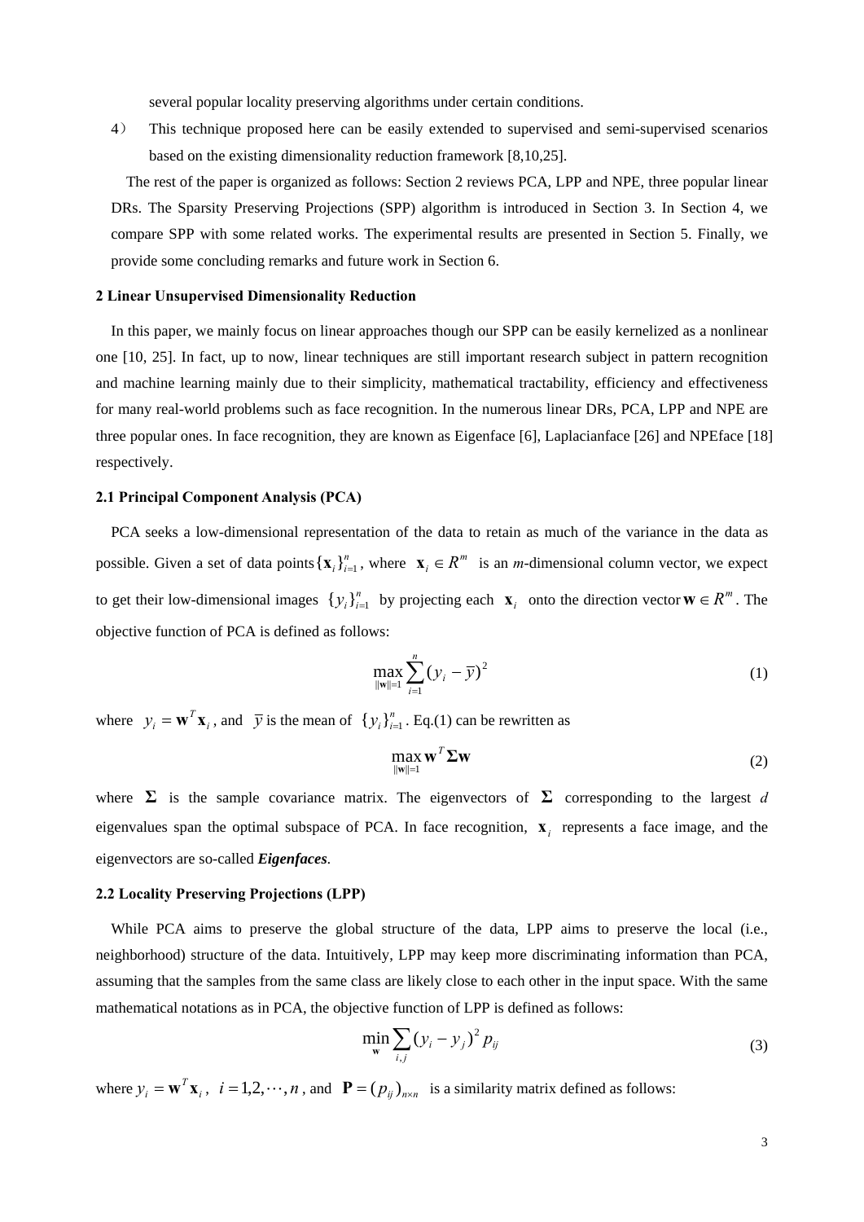several popular locality preserving algorithms under certain conditions.

4） This technique proposed here can be easily extended to supervised and semi-supervised scenarios based on the existing dimensionality reduction framework [8,10,25].

The rest of the paper is organized as follows: Section 2 reviews PCA, LPP and NPE, three popular linear DRs. The Sparsity Preserving Projections (SPP) algorithm is introduced in Section 3. In Section 4, we compare SPP with some related works. The experimental results are presented in Section 5. Finally, we provide some concluding remarks and future work in Section 6.

## 2 Linear Unsupervised Dimensionality Reduction

In this paper, we mainly focus on linear approaches though our SPP can be easily kernelized as a nonlinear one [10, 25]. In fact, up to now, linear techniques are still important research subject in pattern recognition and machine learning mainly due to their simplicity, mathematical tractability, efficiency and effectiveness for many real-world problems such as face recognition. In the numerous linear DRs, PCA, LPP and NPE are three popular ones. In face recognition, they are known as Eigenface [6], Laplacianface [26] and NPEface [18] respectively.

### 2.1 Principal Component Analysis (PCA)

PCA seeks a low-dimensional representation of the data to retain as much of the variance in the data as possible. Given a set of data points $\{\mathbf{x}_i\}_{i=1}^n$, where $\mathbf{x}_i \in R^m$ is an *m*-dimensional column vector, we expect to get their low-dimensional images $\{y_i\}_{i=1}^n$ by projecting each $\mathbf{x}_i$ onto the direction vector $\mathbf{w} \in R^m$. The objective function of PCA is defined as follows:

$$\max_{\|\mathbf{w}\|=1} \sum_{i=1}^{n} (y_i - \bar{y})^2 \tag{1}$$

where $y_i = \mathbf{w}^T \mathbf{x}_i$, and $\bar{y}$ is the mean of $\{y_i\}_{i=1}^n$. Eq.(1) can be rewritten as

$$\max_{\|\mathbf{w}\|=1} \mathbf{w}^T \mathbf{\Sigma} \mathbf{w} \tag{2}$$

where $\mathbf{\Sigma}$ is the sample covariance matrix. The eigenvectors of $\mathbf{\Sigma}$ corresponding to the largest *d* eigenvalues span the optimal subspace of PCA. In face recognition, $\mathbf{x}_i$ represents a face image, and the eigenvectors are so-called ***Eigenfaces***.

### 2.2 Locality Preserving Projections (LPP)

While PCA aims to preserve the global structure of the data, LPP aims to preserve the local (i.e., neighborhood) structure of the data. Intuitively, LPP may keep more discriminating information than PCA, assuming that the samples from the same class are likely close to each other in the input space. With the same mathematical notations as in PCA, the objective function of LPP is defined as follows:

$$\min_{\mathbf{w}} \sum_{i,j} (y_i - y_j)^2 p_{ij} \tag{3}$$

where $y_i = \mathbf{w}^T \mathbf{x}_i$, $i = 1,2,\cdots,n$, and $\mathbf{P} = (p_{ij})_{n \times n}$ is a similarity matrix defined as follows: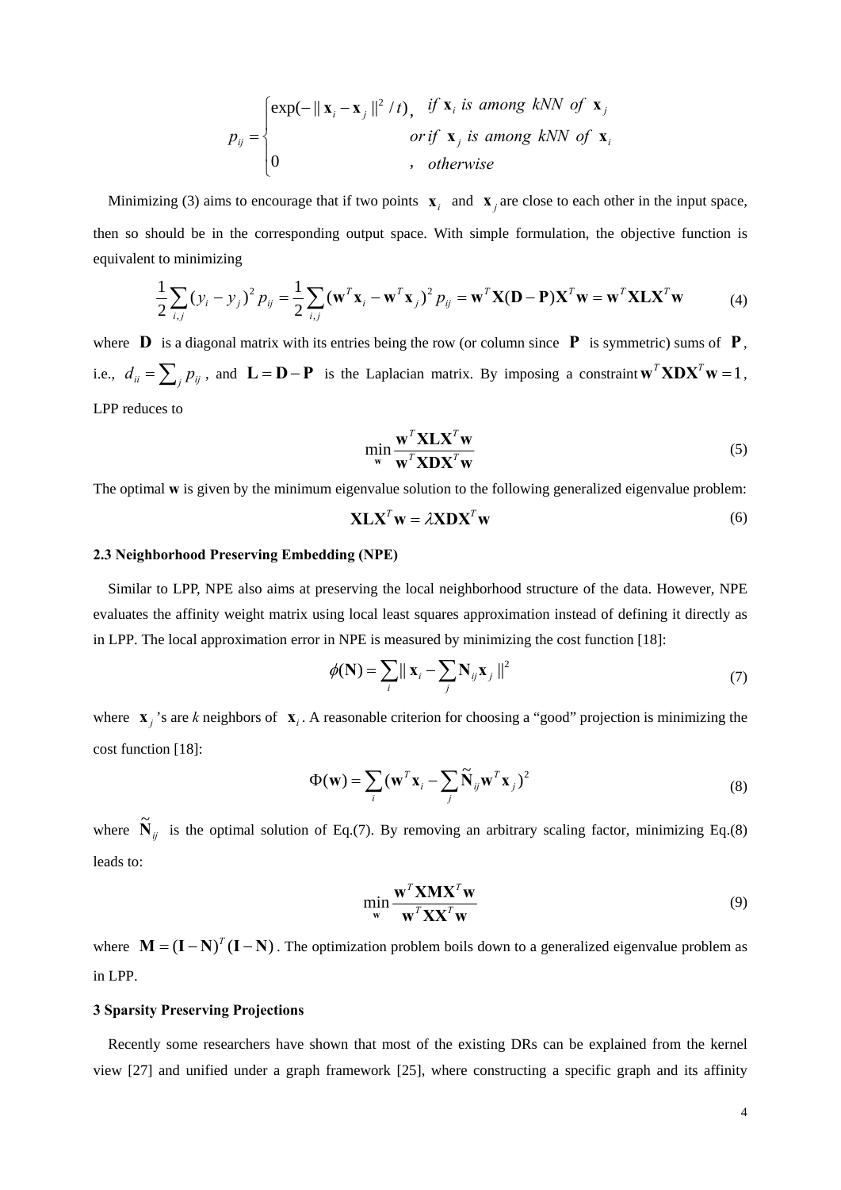$$p_{ij} = \begin{cases} \exp(-\|\mathbf{x}_i - \mathbf{x}_j\|^2 / t), & \text{if } \mathbf{x}_i \text{ is among kNN of } \mathbf{x}_j \\ & \text{or if } \mathbf{x}_j \text{ is among kNN of } \mathbf{x}_i \\ 0 & , \text{ otherwise} \end{cases}$$

Minimizing (3) aims to encourage that if two points $\mathbf{x}_i$ and $\mathbf{x}_j$ are close to each other in the input space, then so should be in the corresponding output space. With simple formulation, the objective function is equivalent to minimizing

$$\frac{1}{2}\sum_{i,j}(y_i - y_j)^2 p_{ij} = \frac{1}{2}\sum_{i,j}(\mathbf{w}^T\mathbf{x}_i - \mathbf{w}^T\mathbf{x}_j)^2 p_{ij} = \mathbf{w}^T\mathbf{X}(\mathbf{D}-\mathbf{P})\mathbf{X}^T\mathbf{w} = \mathbf{w}^T\mathbf{X}\mathbf{L}\mathbf{X}^T\mathbf{w} \tag{4}$$

where $\mathbf{D}$ is a diagonal matrix with its entries being the row (or column since $\mathbf{P}$ is symmetric) sums of $\mathbf{P}$, i.e., $d_{ii} = \sum_j p_{ij}$, and $\mathbf{L} = \mathbf{D} - \mathbf{P}$ is the Laplacian matrix. By imposing a constraint $\mathbf{w}^T\mathbf{X}\mathbf{D}\mathbf{X}^T\mathbf{w} = 1$, LPP reduces to

$$\min_{\mathbf{w}} \frac{\mathbf{w}^T\mathbf{X}\mathbf{L}\mathbf{X}^T\mathbf{w}}{\mathbf{w}^T\mathbf{X}\mathbf{D}\mathbf{X}^T\mathbf{w}} \tag{5}$$

The optimal **w** is given by the minimum eigenvalue solution to the following generalized eigenvalue problem:

$$\mathbf{X}\mathbf{L}\mathbf{X}^T\mathbf{w} = \lambda\mathbf{X}\mathbf{D}\mathbf{X}^T\mathbf{w} \tag{6}$$

### 2.3 Neighborhood Preserving Embedding (NPE)

Similar to LPP, NPE also aims at preserving the local neighborhood structure of the data. However, NPE evaluates the affinity weight matrix using local least squares approximation instead of defining it directly as in LPP. The local approximation error in NPE is measured by minimizing the cost function [18]:

$$\phi(\mathbf{N}) = \sum_i \|\mathbf{x}_i - \sum_j \mathbf{N}_{ij}\mathbf{x}_j\|^2 \tag{7}$$

where $\mathbf{x}_j$'s are *k* neighbors of $\mathbf{x}_i$. A reasonable criterion for choosing a "good" projection is minimizing the cost function [18]:

$$\Phi(\mathbf{w}) = \sum_i (\mathbf{w}^T\mathbf{x}_i - \sum_j \tilde{\mathbf{N}}_{ij}\mathbf{w}^T\mathbf{x}_j)^2 \tag{8}$$

where $\tilde{\mathbf{N}}_{ij}$ is the optimal solution of Eq.(7). By removing an arbitrary scaling factor, minimizing Eq.(8) leads to:

$$\min_{\mathbf{w}} \frac{\mathbf{w}^T\mathbf{X}\mathbf{M}\mathbf{X}^T\mathbf{w}}{\mathbf{w}^T\mathbf{X}\mathbf{X}^T\mathbf{w}} \tag{9}$$

where $\mathbf{M} = (\mathbf{I}-\mathbf{N})^T(\mathbf{I}-\mathbf{N})$. The optimization problem boils down to a generalized eigenvalue problem as in LPP.

## 3 Sparsity Preserving Projections

Recently some researchers have shown that most of the existing DRs can be explained from the kernel view [27] and unified under a graph framework [25], where constructing a specific graph and its affinity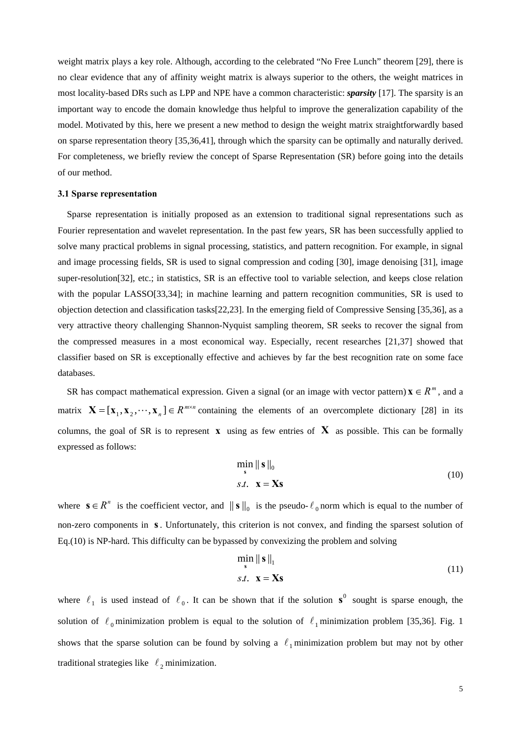weight matrix plays a key role. Although, according to the celebrated "No Free Lunch" theorem [29], there is no clear evidence that any of affinity weight matrix is always superior to the others, the weight matrices in most locality-based DRs such as LPP and NPE have a common characteristic: ***sparsity*** [17]. The sparsity is an important way to encode the domain knowledge thus helpful to improve the generalization capability of the model. Motivated by this, here we present a new method to design the weight matrix straightforwardly based on sparse representation theory [35,36,41], through which the sparsity can be optimally and naturally derived. For completeness, we briefly review the concept of Sparse Representation (SR) before going into the details of our method.

### 3.1 Sparse representation

Sparse representation is initially proposed as an extension to traditional signal representations such as Fourier representation and wavelet representation. In the past few years, SR has been successfully applied to solve many practical problems in signal processing, statistics, and pattern recognition. For example, in signal and image processing fields, SR is used to signal compression and coding [30], image denoising [31], image super-resolution[32], etc.; in statistics, SR is an effective tool to variable selection, and keeps close relation with the popular LASSO[33,34]; in machine learning and pattern recognition communities, SR is used to objection detection and classification tasks[22,23]. In the emerging field of Compressive Sensing [35,36], as a very attractive theory challenging Shannon-Nyquist sampling theorem, SR seeks to recover the signal from the compressed measures in a most economical way. Especially, recent researches [21,37] showed that classifier based on SR is exceptionally effective and achieves by far the best recognition rate on some face databases.

SR has compact mathematical expression. Given a signal (or an image with vector pattern) $\mathbf{x} \in R^m$, and a matrix $\mathbf{X} = [\mathbf{x}_1, \mathbf{x}_2, \cdots, \mathbf{x}_n] \in R^{m \times n}$ containing the elements of an overcomplete dictionary [28] in its columns, the goal of SR is to represent $\mathbf{x}$ using as few entries of $\mathbf{X}$ as possible. This can be formally expressed as follows:

$$
\begin{aligned}
&\min_{\mathbf{s}} \|\mathbf{s}\|_0 \\
&s.t. \quad \mathbf{x} = \mathbf{X}\mathbf{s}
\end{aligned}
\tag{10}
$$

where $\mathbf{s} \in R^n$ is the coefficient vector, and $\|\mathbf{s}\|_0$ is the pseudo-$\ell_0$ norm which is equal to the number of non-zero components in $\mathbf{s}$. Unfortunately, this criterion is not convex, and finding the sparsest solution of Eq.(10) is NP-hard. This difficulty can be bypassed by convexizing the problem and solving

$$
\begin{aligned}
&\min_{\mathbf{s}} \|\mathbf{s}\|_1 \\
&s.t. \quad \mathbf{x} = \mathbf{X}\mathbf{s}
\end{aligned}
\tag{11}
$$

where $\ell_1$ is used instead of $\ell_0$. It can be shown that if the solution $\mathbf{s}^0$ sought is sparse enough, the solution of $\ell_0$ minimization problem is equal to the solution of $\ell_1$ minimization problem [35,36]. Fig. 1 shows that the sparse solution can be found by solving a $\ell_1$ minimization problem but may not by other traditional strategies like $\ell_2$ minimization.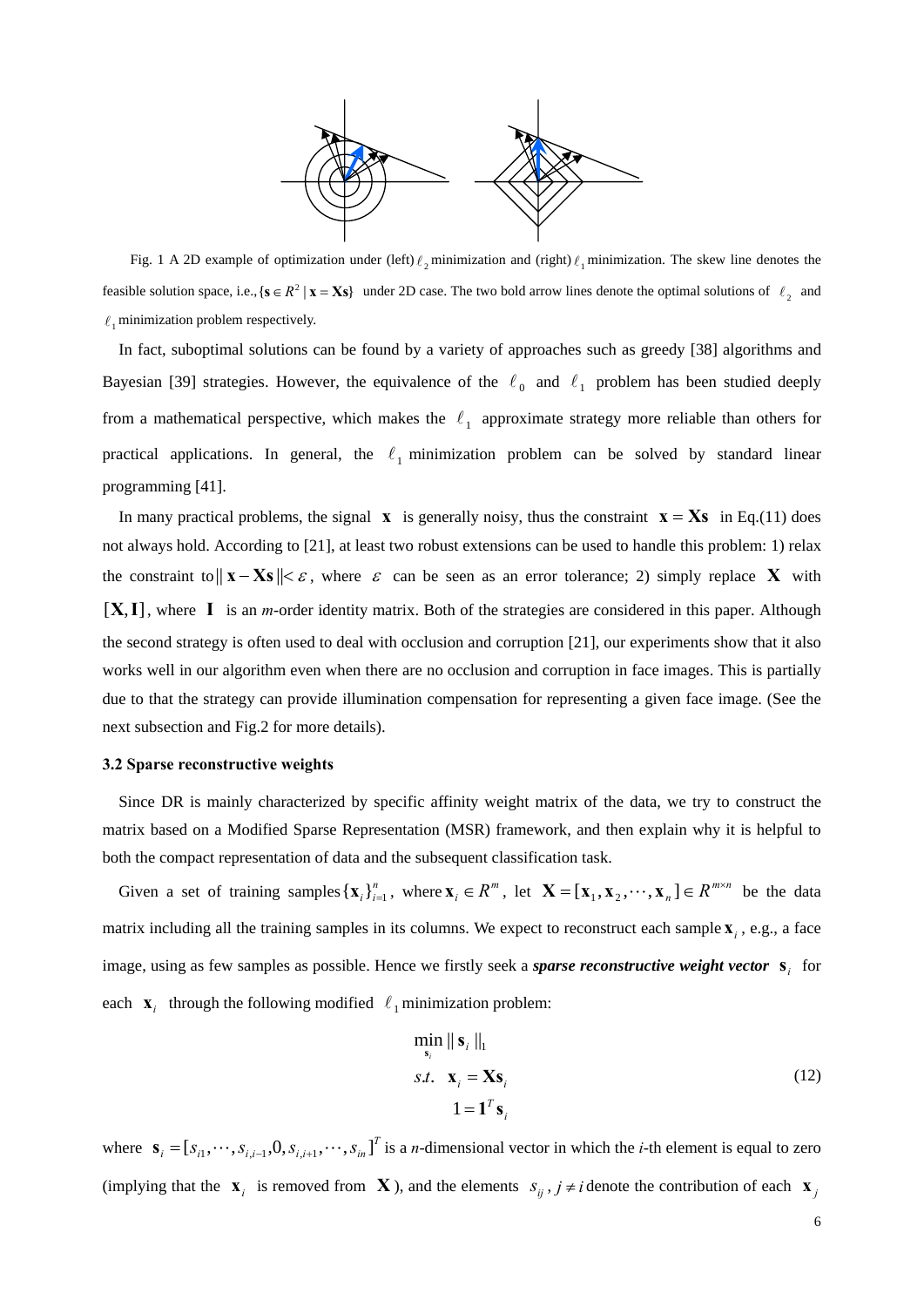Fig. 1 A 2D example of optimization under (left) $\ell_2$ minimization and (right) $\ell_1$ minimization. The skew line denotes the feasible solution space, i.e., $\{\mathbf{s} \in R^2 \mid \mathbf{x} = \mathbf{X}\mathbf{s}\}$ under 2D case. The two bold arrow lines denote the optimal solutions of $\ell_2$ and $\ell_1$ minimization problem respectively.

In fact, suboptimal solutions can be found by a variety of approaches such as greedy [38] algorithms and Bayesian [39] strategies. However, the equivalence of the $\ell_0$ and $\ell_1$ problem has been studied deeply from a mathematical perspective, which makes the $\ell_1$ approximate strategy more reliable than others for practical applications. In general, the $\ell_1$ minimization problem can be solved by standard linear programming [41].

In many practical problems, the signal $\mathbf{x}$ is generally noisy, thus the constraint $\mathbf{x} = \mathbf{X}\mathbf{s}$ in Eq.(11) does not always hold. According to [21], at least two robust extensions can be used to handle this problem: 1) relax the constraint to $\|\mathbf{x} - \mathbf{X}\mathbf{s}\| < \varepsilon$, where $\varepsilon$ can be seen as an error tolerance; 2) simply replace $\mathbf{X}$ with $[\mathbf{X}, \mathbf{I}]$, where $\mathbf{I}$ is an *m*-order identity matrix. Both of the strategies are considered in this paper. Although the second strategy is often used to deal with occlusion and corruption [21], our experiments show that it also works well in our algorithm even when there are no occlusion and corruption in face images. This is partially due to that the strategy can provide illumination compensation for representing a given face image. (See the next subsection and Fig.2 for more details).

### 3.2 Sparse reconstructive weights

Since DR is mainly characterized by specific affinity weight matrix of the data, we try to construct the matrix based on a Modified Sparse Representation (MSR) framework, and then explain why it is helpful to both the compact representation of data and the subsequent classification task.

Given a set of training samples $\{\mathbf{x}_i\}_{i=1}^n$, where $\mathbf{x}_i \in R^m$, let $\mathbf{X} = [\mathbf{x}_1, \mathbf{x}_2, \cdots, \mathbf{x}_n] \in R^{m \times n}$ be the data matrix including all the training samples in its columns. We expect to reconstruct each sample $\mathbf{x}_i$, e.g., a face image, using as few samples as possible. Hence we firstly seek a ***sparse reconstructive weight vector*** $\mathbf{s}_i$ for each $\mathbf{x}_i$ through the following modified $\ell_1$ minimization problem:

$$
\begin{aligned}
&\min_{\mathbf{s}_i} \|\mathbf{s}_i\|_1 \\
&s.t. \quad \mathbf{x}_i = \mathbf{X}\mathbf{s}_i \\
&\qquad\; 1 = \mathbf{1}^T \mathbf{s}_i
\end{aligned}
\tag{12}
$$

where $\mathbf{s}_i = [s_{i1}, \cdots, s_{i,i-1}, 0, s_{i,i+1}, \cdots, s_{in}]^T$ is a *n*-dimensional vector in which the *i*-th element is equal to zero (implying that the $\mathbf{x}_i$ is removed from $\mathbf{X}$), and the elements $s_{ij}$, $j \neq i$ denote the contribution of each $\mathbf{x}_j$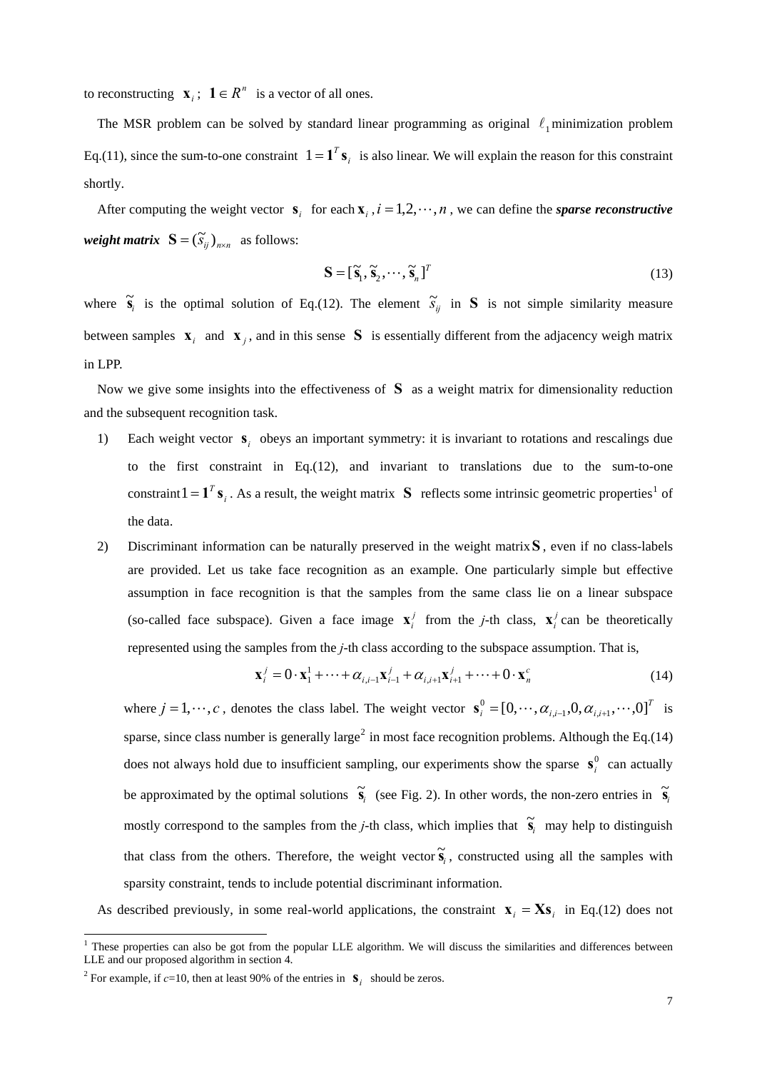to reconstructing $\mathbf{x}_i$; $\mathbf{1} \in R^n$ is a vector of all ones.

The MSR problem can be solved by standard linear programming as original $\ell_1$ minimization problem Eq.(11), since the sum-to-one constraint $1 = \mathbf{1}^T \mathbf{s}_i$ is also linear. We will explain the reason for this constraint shortly.

After computing the weight vector $\mathbf{s}_i$ for each $\mathbf{x}_i, i = 1, 2, \cdots, n$, we can define the ***sparse reconstructive weight matrix*** $\mathbf{S} = (\tilde{s}_{ij})_{n \times n}$ as follows:

$$\mathbf{S} = [\tilde{\mathbf{s}}_1, \tilde{\mathbf{s}}_2, \cdots, \tilde{\mathbf{s}}_n]^T \tag{13}$$

where $\tilde{\mathbf{s}}_i$ is the optimal solution of Eq.(12). The element $\tilde{s}_{ij}$ in $\mathbf{S}$ is not simple similarity measure between samples $\mathbf{x}_i$ and $\mathbf{x}_j$, and in this sense $\mathbf{S}$ is essentially different from the adjacency weigh matrix in LPP.

Now we give some insights into the effectiveness of $\mathbf{S}$ as a weight matrix for dimensionality reduction and the subsequent recognition task.

1) Each weight vector $\mathbf{s}_i$ obeys an important symmetry: it is invariant to rotations and rescalings due to the first constraint in Eq.(12), and invariant to translations due to the sum-to-one constraint $1 = \mathbf{1}^T \mathbf{s}_i$. As a result, the weight matrix $\mathbf{S}$ reflects some intrinsic geometric properties[1] of the data.

2) Discriminant information can be naturally preserved in the weight matrix $\mathbf{S}$, even if no class-labels are provided. Let us take face recognition as an example. One particularly simple but effective assumption in face recognition is that the samples from the same class lie on a linear subspace (so-called face subspace). Given a face image $\mathbf{x}_i^j$ from the *j*-th class, $\mathbf{x}_i^j$ can be theoretically represented using the samples from the *j*-th class according to the subspace assumption. That is,

$$\mathbf{x}_i^j = 0 \cdot \mathbf{x}_1^1 + \cdots + \alpha_{i,i-1}\mathbf{x}_{i-1}^j + \alpha_{i,i+1}\mathbf{x}_{i+1}^j + \cdots + 0 \cdot \mathbf{x}_n^c \tag{14}$$

where $j = 1, \cdots, c$, denotes the class label. The weight vector $\mathbf{s}_i^0 = [0, \cdots, \alpha_{i,i-1}, 0, \alpha_{i,i+1}, \cdots, 0]^T$ is sparse, since class number is generally large[2] in most face recognition problems. Although the Eq.(14) does not always hold due to insufficient sampling, our experiments show the sparse $\mathbf{s}_i^0$ can actually be approximated by the optimal solutions $\tilde{\mathbf{s}}_i$ (see Fig. 2). In other words, the non-zero entries in $\tilde{\mathbf{s}}_i$ mostly correspond to the samples from the *j*-th class, which implies that $\tilde{\mathbf{s}}_i$ may help to distinguish that class from the others. Therefore, the weight vector $\tilde{\mathbf{s}}_i$, constructed using all the samples with sparsity constraint, tends to include potential discriminant information.

As described previously, in some real-world applications, the constraint $\mathbf{x}_i = \mathbf{X}\mathbf{s}_i$ in Eq.(12) does not

---

[1] These properties can also be got from the popular LLE algorithm. We will discuss the similarities and differences between LLE and our proposed algorithm in section 4.

[2] For example, if $c$=10, then at least 90% of the entries in $\mathbf{s}_i$ should be zeros.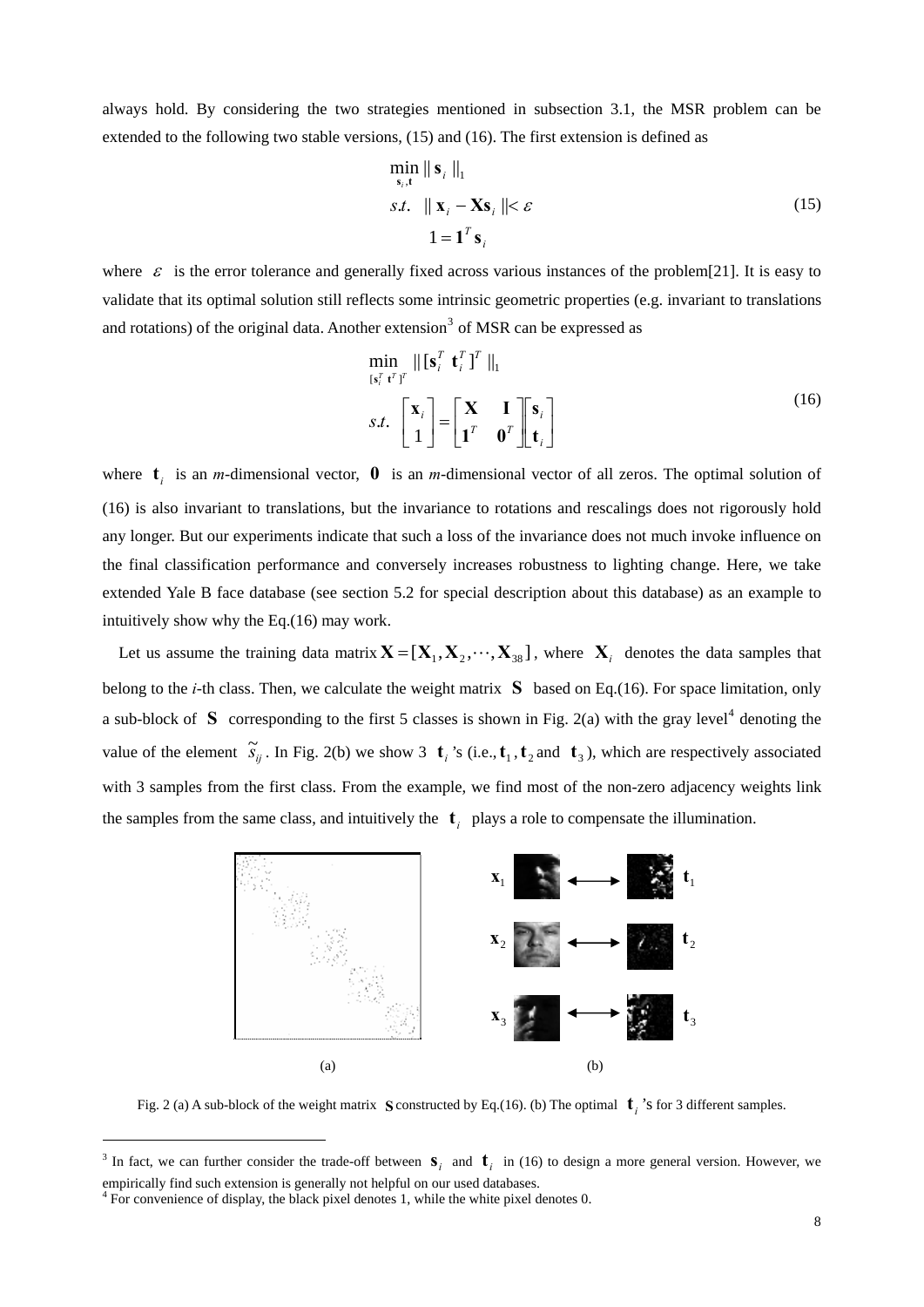always hold. By considering the two strategies mentioned in subsection 3.1, the MSR problem can be extended to the following two stable versions, (15) and (16). The first extension is defined as

$$\begin{aligned} \min_{\mathbf{s}_i, \mathbf{t}} & \ \| \mathbf{s}_i \|_1 \\ s.t. & \ \| \mathbf{x}_i - \mathbf{X}\mathbf{s}_i \| < \varepsilon \\ & \ 1 = \mathbf{1}^T \mathbf{s}_i \end{aligned} \tag{15}$$

where $\varepsilon$ is the error tolerance and generally fixed across various instances of the problem[21]. It is easy to validate that its optimal solution still reflects some intrinsic geometric properties (e.g. invariant to translations and rotations) of the original data. Another extension[3] of MSR can be expressed as

$$\begin{aligned} \min_{[\mathbf{s}_i^T \ \mathbf{t}^T]^T} & \ \| [\mathbf{s}_i^T \ \mathbf{t}_i^T]^T \|_1 \\ s.t. & \ \begin{bmatrix} \mathbf{x}_i \\ 1 \end{bmatrix} = \begin{bmatrix} \mathbf{X} & \mathbf{I} \\ \mathbf{1}^T & \mathbf{0}^T \end{bmatrix} \begin{bmatrix} \mathbf{s}_i \\ \mathbf{t}_i \end{bmatrix} \end{aligned} \tag{16}$$

where $\mathbf{t}_i$ is an *m*-dimensional vector, $\mathbf{0}$ is an *m*-dimensional vector of all zeros. The optimal solution of (16) is also invariant to translations, but the invariance to rotations and rescalings does not rigorously hold any longer. But our experiments indicate that such a loss of the invariance does not much invoke influence on the final classification performance and conversely increases robustness to lighting change. Here, we take extended Yale B face database (see section 5.2 for special description about this database) as an example to intuitively show why the Eq.(16) may work.

Let us assume the training data matrix $\mathbf{X} = [\mathbf{X}_1, \mathbf{X}_2, \cdots, \mathbf{X}_{38}]$, where $\mathbf{X}_i$ denotes the data samples that belong to the *i*-th class. Then, we calculate the weight matrix $\mathbf{S}$ based on Eq.(16). For space limitation, only a sub-block of $\mathbf{S}$ corresponding to the first 5 classes is shown in Fig. 2(a) with the gray level[4] denoting the value of the element $\tilde{s}_{ij}$. In Fig. 2(b) we show 3 $\mathbf{t}_i$'s (i.e., $\mathbf{t}_1$, $\mathbf{t}_2$ and $\mathbf{t}_3$), which are respectively associated with 3 samples from the first class. From the example, we find most of the non-zero adjacency weights link the samples from the same class, and intuitively the $\mathbf{t}_i$ plays a role to compensate the illumination.

(a) (b)

Fig. 2 (a) A sub-block of the weight matrix $\mathbf{S}$ constructed by Eq.(16). (b) The optimal $\mathbf{t}_i$'s for 3 different samples.

---

[3] In fact, we can further consider the trade-off between $\mathbf{s}_i$ and $\mathbf{t}_i$ in (16) to design a more general version. However, we empirically find such extension is generally not helpful on our used databases.

[4] For convenience of display, the black pixel denotes 1, while the white pixel denotes 0.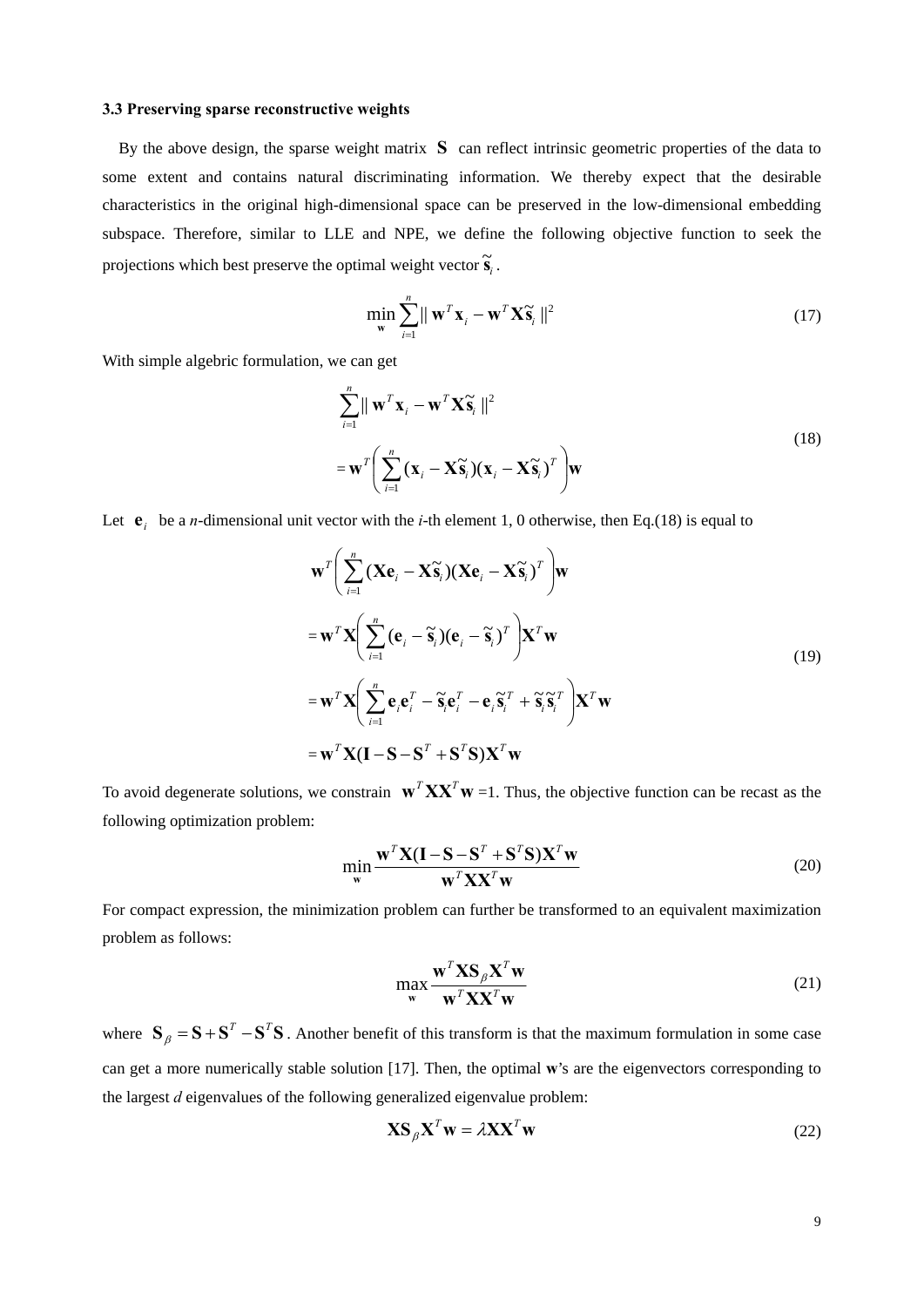### 3.3 Preserving sparse reconstructive weights

By the above design, the sparse weight matrix $\mathbf{S}$ can reflect intrinsic geometric properties of the data to some extent and contains natural discriminating information. We thereby expect that the desirable characteristics in the original high-dimensional space can be preserved in the low-dimensional embedding subspace. Therefore, similar to LLE and NPE, we define the following objective function to seek the projections which best preserve the optimal weight vector $\tilde{\mathbf{s}}_i$.

$$\min_{\mathbf{w}} \sum_{i=1}^{n} \| \mathbf{w}^T \mathbf{x}_i - \mathbf{w}^T \mathbf{X} \tilde{\mathbf{s}}_i \|^2 \tag{17}$$

With simple algebric formulation, we can get

$$\begin{aligned} & \sum_{i=1}^{n} \| \mathbf{w}^T \mathbf{x}_i - \mathbf{w}^T \mathbf{X} \tilde{\mathbf{s}}_i \|^2 \\ & = \mathbf{w}^T \left( \sum_{i=1}^{n} (\mathbf{x}_i - \mathbf{X} \tilde{\mathbf{s}}_i)(\mathbf{x}_i - \mathbf{X} \tilde{\mathbf{s}}_i)^T \right) \mathbf{w} \end{aligned} \tag{18}$$

Let $\mathbf{e}_i$ be a *n*-dimensional unit vector with the *i*-th element 1, 0 otherwise, then Eq.(18) is equal to

$$\begin{aligned} & \mathbf{w}^T \left( \sum_{i=1}^{n} (\mathbf{X}\mathbf{e}_i - \mathbf{X} \tilde{\mathbf{s}}_i)(\mathbf{X}\mathbf{e}_i - \mathbf{X} \tilde{\mathbf{s}}_i)^T \right) \mathbf{w} \\ & = \mathbf{w}^T \mathbf{X} \left( \sum_{i=1}^{n} (\mathbf{e}_i - \tilde{\mathbf{s}}_i)(\mathbf{e}_i - \tilde{\mathbf{s}}_i)^T \right) \mathbf{X}^T \mathbf{w} \\ & = \mathbf{w}^T \mathbf{X} \left( \sum_{i=1}^{n} \mathbf{e}_i \mathbf{e}_i^T - \tilde{\mathbf{s}}_i \mathbf{e}_i^T - \mathbf{e}_i \tilde{\mathbf{s}}_i^T + \tilde{\mathbf{s}}_i \tilde{\mathbf{s}}_i^T \right) \mathbf{X}^T \mathbf{w} \\ & = \mathbf{w}^T \mathbf{X} (\mathbf{I} - \mathbf{S} - \mathbf{S}^T + \mathbf{S}^T \mathbf{S}) \mathbf{X}^T \mathbf{w} \end{aligned} \tag{19}$$

To avoid degenerate solutions, we constrain $\mathbf{w}^T \mathbf{X} \mathbf{X}^T \mathbf{w} = 1$. Thus, the objective function can be recast as the following optimization problem:

$$\min_{\mathbf{w}} \frac{\mathbf{w}^T \mathbf{X} (\mathbf{I} - \mathbf{S} - \mathbf{S}^T + \mathbf{S}^T \mathbf{S}) \mathbf{X}^T \mathbf{w}}{\mathbf{w}^T \mathbf{X} \mathbf{X}^T \mathbf{w}} \tag{20}$$

For compact expression, the minimization problem can further be transformed to an equivalent maximization problem as follows:

$$\max_{\mathbf{w}} \frac{\mathbf{w}^T \mathbf{X} \mathbf{S}_{\beta} \mathbf{X}^T \mathbf{w}}{\mathbf{w}^T \mathbf{X} \mathbf{X}^T \mathbf{w}} \tag{21}$$

where $\mathbf{S}_{\beta} = \mathbf{S} + \mathbf{S}^T - \mathbf{S}^T \mathbf{S}$. Another benefit of this transform is that the maximum formulation in some case can get a more numerically stable solution [17]. Then, the optimal $\mathbf{w}$'s are the eigenvectors corresponding to the largest *d* eigenvalues of the following generalized eigenvalue problem:

$$\mathbf{X} \mathbf{S}_{\beta} \mathbf{X}^T \mathbf{w} = \lambda \mathbf{X} \mathbf{X}^T \mathbf{w} \tag{22}$$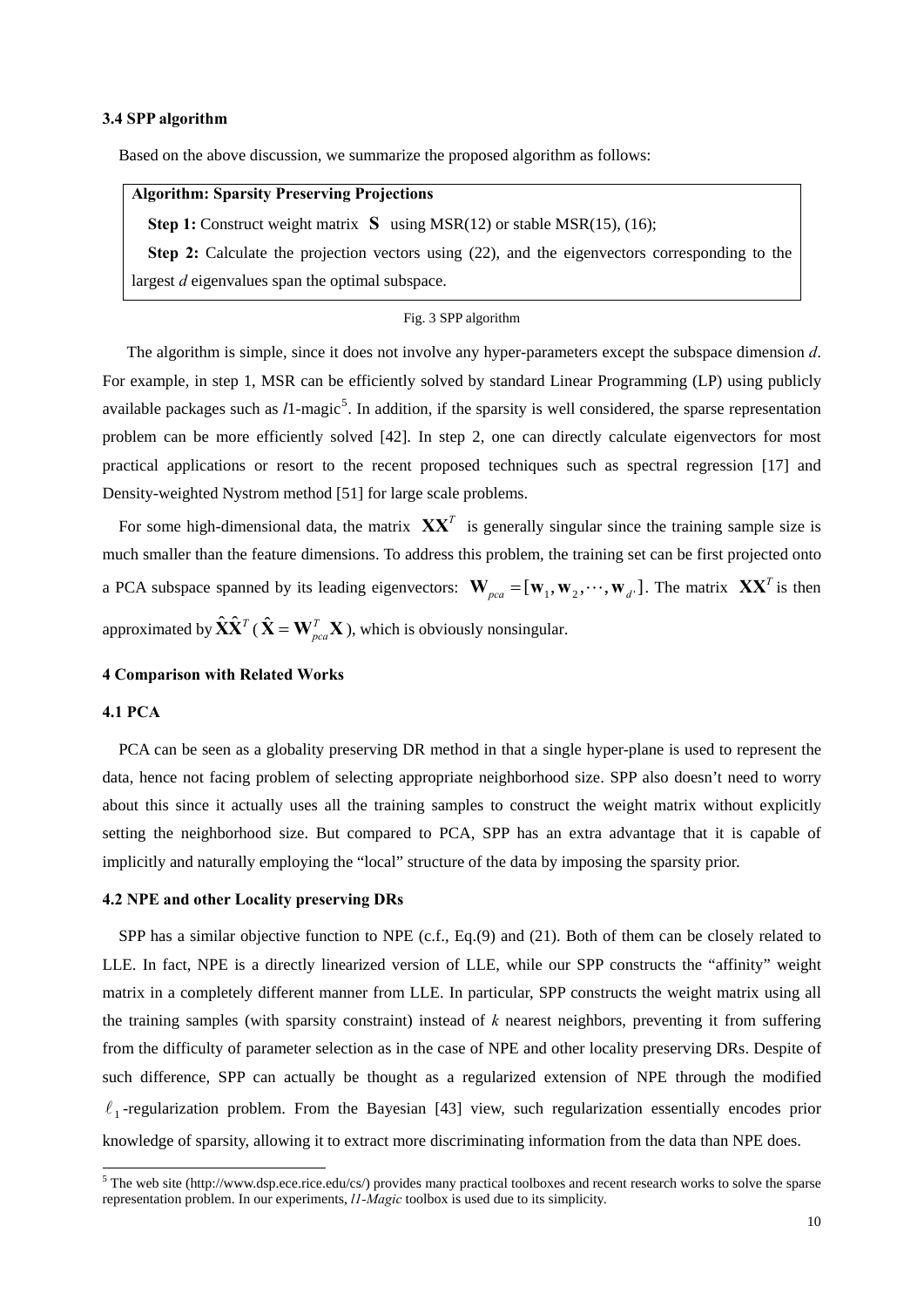### 3.4 SPP algorithm

Based on the above discussion, we summarize the proposed algorithm as follows:

**Algorithm: Sparsity Preserving Projections**

**Step 1:** Construct weight matrix $\mathbf{S}$ using MSR(12) or stable MSR(15), (16);

**Step 2:** Calculate the projection vectors using (22), and the eigenvectors corresponding to the largest *d* eigenvalues span the optimal subspace.

Fig. 3 SPP algorithm

The algorithm is simple, since it does not involve any hyper-parameters except the subspace dimension *d*. For example, in step 1, MSR can be efficiently solved by standard Linear Programming (LP) using publicly available packages such as *l*1-magic[5]. In addition, if the sparsity is well considered, the sparse representation problem can be more efficiently solved [42]. In step 2, one can directly calculate eigenvectors for most practical applications or resort to the recent proposed techniques such as spectral regression [17] and Density-weighted Nystrom method [51] for large scale problems.

For some high-dimensional data, the matrix $\mathbf{XX}^T$ is generally singular since the training sample size is much smaller than the feature dimensions. To address this problem, the training set can be first projected onto a PCA subspace spanned by its leading eigenvectors: $\mathbf{W}_{pca} = [\mathbf{w}_1, \mathbf{w}_2, \cdots, \mathbf{w}_{d'}]$. The matrix $\mathbf{XX}^T$ is then approximated by $\hat{\mathbf{X}}\hat{\mathbf{X}}^T$ ($\hat{\mathbf{X}} = \mathbf{W}_{pca}^T \mathbf{X}$), which is obviously nonsingular.

## 4 Comparison with Related Works

### 4.1 PCA

PCA can be seen as a globality preserving DR method in that a single hyper-plane is used to represent the data, hence not facing problem of selecting appropriate neighborhood size. SPP also doesn't need to worry about this since it actually uses all the training samples to construct the weight matrix without explicitly setting the neighborhood size. But compared to PCA, SPP has an extra advantage that it is capable of implicitly and naturally employing the "local" structure of the data by imposing the sparsity prior.

### 4.2 NPE and other Locality preserving DRs

SPP has a similar objective function to NPE (c.f., Eq.(9) and (21). Both of them can be closely related to LLE. In fact, NPE is a directly linearized version of LLE, while our SPP constructs the "affinity" weight matrix in a completely different manner from LLE. In particular, SPP constructs the weight matrix using all the training samples (with sparsity constraint) instead of *k* nearest neighbors, preventing it from suffering from the difficulty of parameter selection as in the case of NPE and other locality preserving DRs. Despite of such difference, SPP can actually be thought as a regularized extension of NPE through the modified $\ell_1$-regularization problem. From the Bayesian [43] view, such regularization essentially encodes prior knowledge of sparsity, allowing it to extract more discriminating information from the data than NPE does.

[5] The web site (http://www.dsp.ece.rice.edu/cs/) provides many practical toolboxes and recent research works to solve the sparse representation problem. In our experiments, *l1-Magic* toolbox is used due to its simplicity.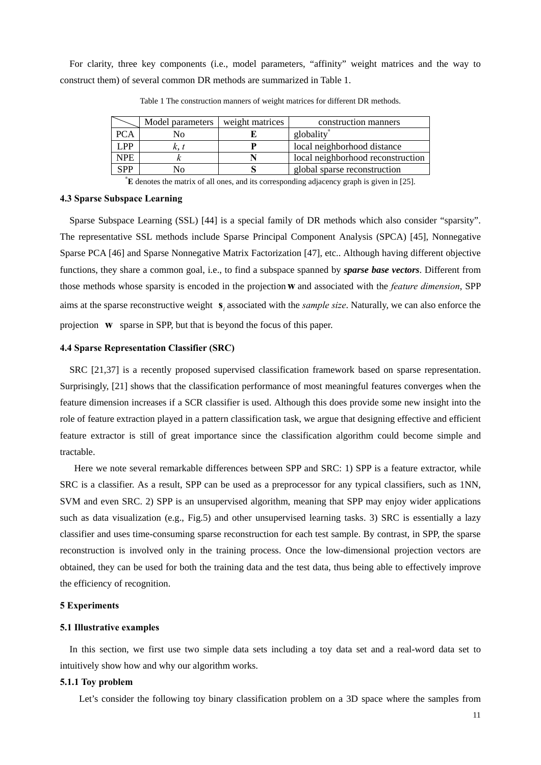For clarity, three key components (i.e., model parameters, "affinity" weight matrices and the way to construct them) of several common DR methods are summarized in Table 1.

Table 1 The construction manners of weight matrices for different DR methods.

| | Model parameters | weight matrices | construction manners |
|---|---|---|---|
| PCA | No | $\mathbf{E}$ | globality* |
| LPP | $k$, $t$ | $\mathbf{P}$ | local neighborhood distance |
| NPE | $k$ | $\mathbf{N}$ | local neighborhood reconstruction |
| SPP | No | $\mathbf{S}$ | global sparse reconstruction |

*$\mathbf{E}$ denotes the matrix of all ones, and its corresponding adjacency graph is given in [25].

### 4.3 Sparse Subspace Learning

Sparse Subspace Learning (SSL) [44] is a special family of DR methods which also consider "sparsity". The representative SSL methods include Sparse Principal Component Analysis (SPCA) [45], Nonnegative Sparse PCA [46] and Sparse Nonnegative Matrix Factorization [47], etc.. Although having different objective functions, they share a common goal, i.e., to find a subspace spanned by ***sparse base vectors***. Different from those methods whose sparsity is encoded in the projection $\mathbf{w}$ and associated with the *feature dimension*, SPP aims at the sparse reconstructive weight $\mathbf{s}_i$ associated with the *sample size*. Naturally, we can also enforce the projection $\mathbf{w}$ sparse in SPP, but that is beyond the focus of this paper.

### 4.4 Sparse Representation Classifier (SRC)

SRC [21,37] is a recently proposed supervised classification framework based on sparse representation. Surprisingly, [21] shows that the classification performance of most meaningful features converges when the feature dimension increases if a SCR classifier is used. Although this does provide some new insight into the role of feature extraction played in a pattern classification task, we argue that designing effective and efficient feature extractor is still of great importance since the classification algorithm could become simple and tractable.

Here we note several remarkable differences between SPP and SRC: 1) SPP is a feature extractor, while SRC is a classifier. As a result, SPP can be used as a preprocessor for any typical classifiers, such as 1NN, SVM and even SRC. 2) SPP is an unsupervised algorithm, meaning that SPP may enjoy wider applications such as data visualization (e.g., Fig.5) and other unsupervised learning tasks. 3) SRC is essentially a lazy classifier and uses time-consuming sparse reconstruction for each test sample. By contrast, in SPP, the sparse reconstruction is involved only in the training process. Once the low-dimensional projection vectors are obtained, they can be used for both the training data and the test data, thus being able to effectively improve the efficiency of recognition.

## 5 Experiments

### 5.1 Illustrative examples

In this section, we first use two simple data sets including a toy data set and a real-word data set to intuitively show how and why our algorithm works.

#### 5.1.1 Toy problem

Let's consider the following toy binary classification problem on a 3D space where the samples from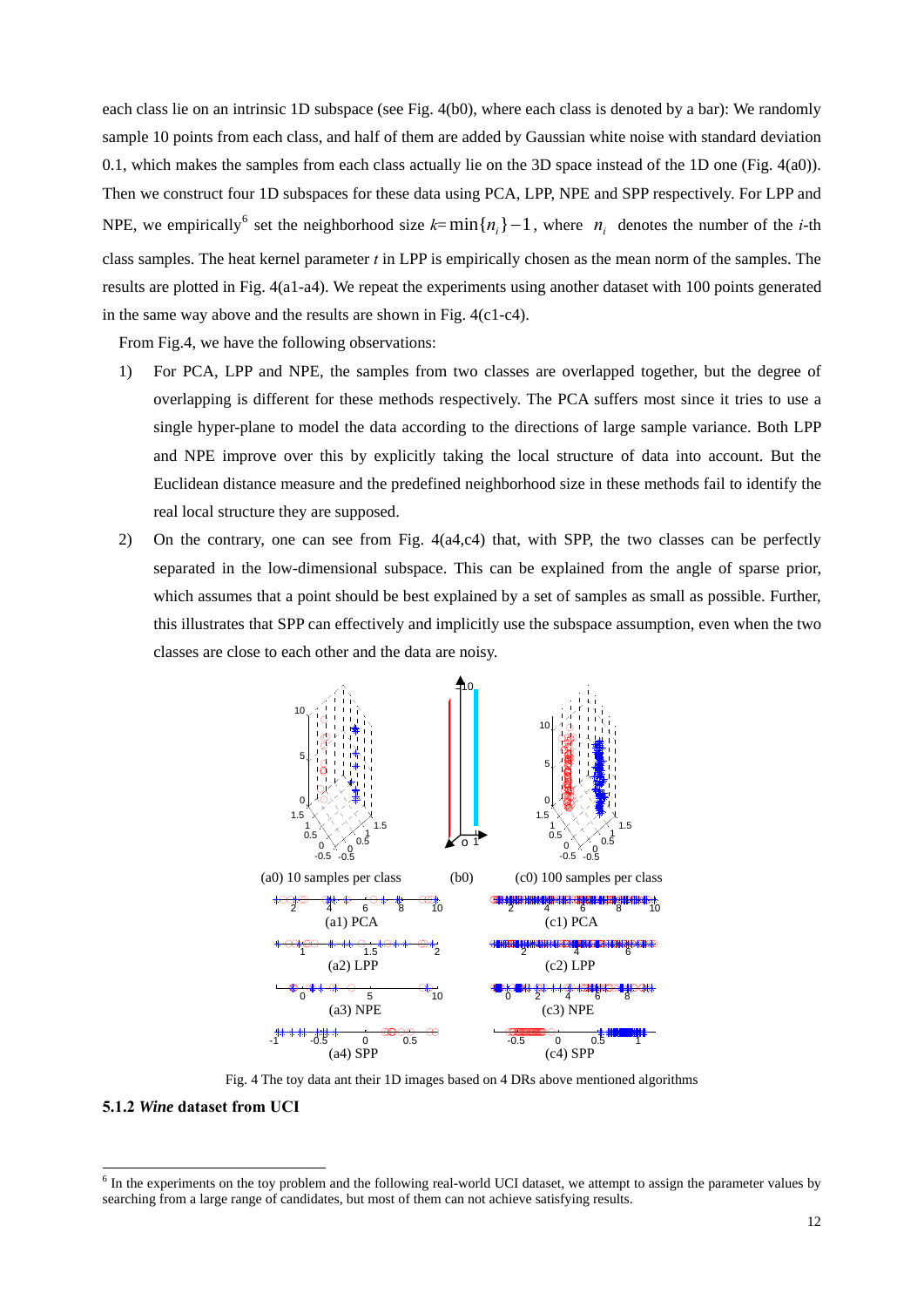each class lie on an intrinsic 1D subspace (see Fig. 4(b0), where each class is denoted by a bar): We randomly sample 10 points from each class, and half of them are added by Gaussian white noise with standard deviation 0.1, which makes the samples from each class actually lie on the 3D space instead of the 1D one (Fig. 4(a0)). Then we construct four 1D subspaces for these data using PCA, LPP, NPE and SPP respectively. For LPP and NPE, we empirically[6] set the neighborhood size $k=\min\{n_i\}-1$, where $n_i$ denotes the number of the *i*-th class samples. The heat kernel parameter *t* in LPP is empirically chosen as the mean norm of the samples. The results are plotted in Fig. 4(a1-a4). We repeat the experiments using another dataset with 100 points generated in the same way above and the results are shown in Fig. 4(c1-c4).

From Fig.4, we have the following observations:

1) For PCA, LPP and NPE, the samples from two classes are overlapped together, but the degree of overlapping is different for these methods respectively. The PCA suffers most since it tries to use a single hyper-plane to model the data according to the directions of large sample variance. Both LPP and NPE improve over this by explicitly taking the local structure of data into account. But the Euclidean distance measure and the predefined neighborhood size in these methods fail to identify the real local structure they are supposed.

2) On the contrary, one can see from Fig. 4(a4,c4) that, with SPP, the two classes can be perfectly separated in the low-dimensional subspace. This can be explained from the angle of sparse prior, which assumes that a point should be best explained by a set of samples as small as possible. Further, this illustrates that SPP can effectively and implicitly use the subspace assumption, even when the two classes are close to each other and the data are noisy.

(a0) 10 samples per class (b0) (c0) 100 samples per class

(a1) PCA (c1) PCA

(a2) LPP (c2) LPP

(a3) NPE (c3) NPE

(a4) SPP (c4) SPP

Fig. 4 The toy data ant their 1D images based on 4 DRs above mentioned algorithms

#### 5.1.2 *Wine* dataset from UCI

[6] In the experiments on the toy problem and the following real-world UCI dataset, we attempt to assign the parameter values by searching from a large range of candidates, but most of them can not achieve satisfying results.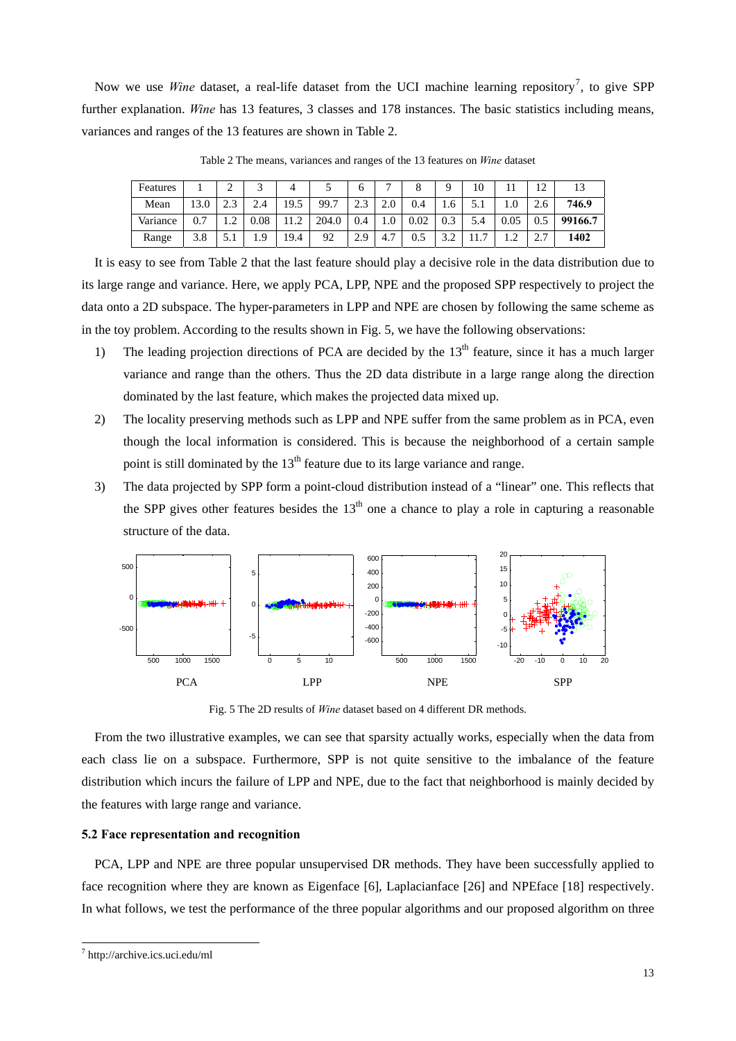Now we use *Wine* dataset, a real-life dataset from the UCI machine learning repository[7], to give SPP further explanation. *Wine* has 13 features, 3 classes and 178 instances. The basic statistics including means, variances and ranges of the 13 features are shown in Table 2.

Table 2 The means, variances and ranges of the 13 features on *Wine* dataset

| Features | 1 | 2 | 3 | 4 | 5 | 6 | 7 | 8 | 9 | 10 | 11 | 12 | 13 |
|---|---|---|---|---|---|---|---|---|---|---|---|---|---|
| Mean | 13.0 | 2.3 | 2.4 | 19.5 | 99.7 | 2.3 | 2.0 | 0.4 | 1.6 | 5.1 | 1.0 | 2.6 | **746.9** |
| Variance | 0.7 | 1.2 | 0.08 | 11.2 | 204.0 | 0.4 | 1.0 | 0.02 | 0.3 | 5.4 | 0.05 | 0.5 | **99166.7** |
| Range | 3.8 | 5.1 | 1.9 | 19.4 | 92 | 2.9 | 4.7 | 0.5 | 3.2 | 11.7 | 1.2 | 2.7 | **1402** |

It is easy to see from Table 2 that the last feature should play a decisive role in the data distribution due to its large range and variance. Here, we apply PCA, LPP, NPE and the proposed SPP respectively to project the data onto a 2D subspace. The hyper-parameters in LPP and NPE are chosen by following the same scheme as in the toy problem. According to the results shown in Fig. 5, we have the following observations:

1) The leading projection directions of PCA are decided by the 13th feature, since it has a much larger variance and range than the others. Thus the 2D data distribute in a large range along the direction dominated by the last feature, which makes the projected data mixed up.
2) The locality preserving methods such as LPP and NPE suffer from the same problem as in PCA, even though the local information is considered. This is because the neighborhood of a certain sample point is still dominated by the 13th feature due to its large variance and range.
3) The data projected by SPP form a point-cloud distribution instead of a "linear" one. This reflects that the SPP gives other features besides the 13th one a chance to play a role in capturing a reasonable structure of the data.

Fig. 5 The 2D results of *Wine* dataset based on 4 different DR methods.

From the two illustrative examples, we can see that sparsity actually works, especially when the data from each class lie on a subspace. Furthermore, SPP is not quite sensitive to the imbalance of the feature distribution which incurs the failure of LPP and NPE, due to the fact that neighborhood is mainly decided by the features with large range and variance.

### 5.2 Face representation and recognition

PCA, LPP and NPE are three popular unsupervised DR methods. They have been successfully applied to face recognition where they are known as Eigenface [6], Laplacianface [26] and NPEface [18] respectively. In what follows, we test the performance of the three popular algorithms and our proposed algorithm on three

[7] http://archive.ics.uci.edu/ml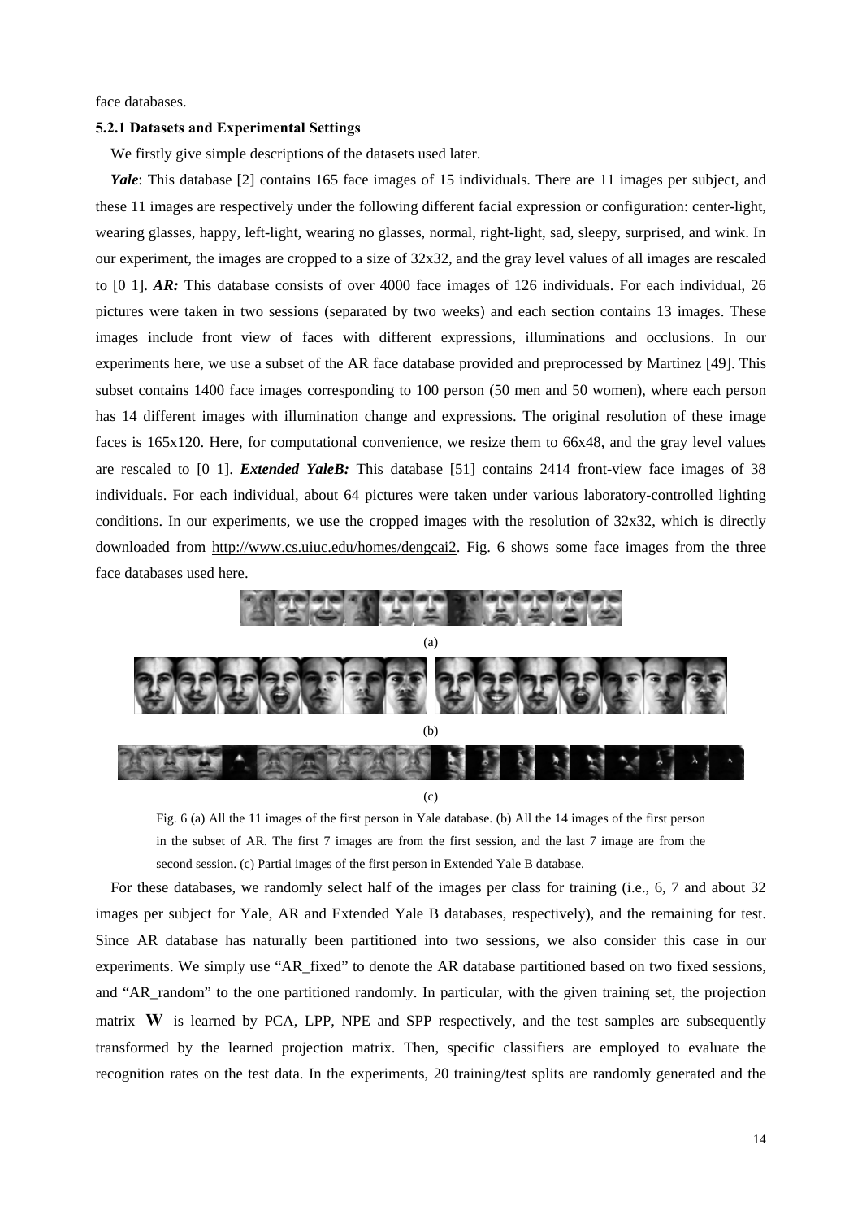face databases.

### 5.2.1 Datasets and Experimental Settings

We firstly give simple descriptions of the datasets used later.

***Yale***: This database [2] contains 165 face images of 15 individuals. There are 11 images per subject, and these 11 images are respectively under the following different facial expression or configuration: center-light, wearing glasses, happy, left-light, wearing no glasses, normal, right-light, sad, sleepy, surprised, and wink. In our experiment, the images are cropped to a size of 32x32, and the gray level values of all images are rescaled to [0 1]. ***AR:*** This database consists of over 4000 face images of 126 individuals. For each individual, 26 pictures were taken in two sessions (separated by two weeks) and each section contains 13 images. These images include front view of faces with different expressions, illuminations and occlusions. In our experiments here, we use a subset of the AR face database provided and preprocessed by Martinez [49]. This subset contains 1400 face images corresponding to 100 person (50 men and 50 women), where each person has 14 different images with illumination change and expressions. The original resolution of these image faces is 165x120. Here, for computational convenience, we resize them to 66x48, and the gray level values are rescaled to [0 1]. ***Extended YaleB:*** This database [51] contains 2414 front-view face images of 38 individuals. For each individual, about 64 pictures were taken under various laboratory-controlled lighting conditions. In our experiments, we use the cropped images with the resolution of 32x32, which is directly downloaded from http://www.cs.uiuc.edu/homes/dengcai2. Fig. 6 shows some face images from the three face databases used here.

(a)

(b)

(c)

Fig. 6 (a) All the 11 images of the first person in Yale database. (b) All the 14 images of the first person in the subset of AR. The first 7 images are from the first session, and the last 7 image are from the second session. (c) Partial images of the first person in Extended Yale B database.

For these databases, we randomly select half of the images per class for training (i.e., 6, 7 and about 32 images per subject for Yale, AR and Extended Yale B databases, respectively), and the remaining for test. Since AR database has naturally been partitioned into two sessions, we also consider this case in our experiments. We simply use "AR_fixed" to denote the AR database partitioned based on two fixed sessions, and "AR_random" to the one partitioned randomly. In particular, with the given training set, the projection matrix $\mathbf{W}$ is learned by PCA, LPP, NPE and SPP respectively, and the test samples are subsequently transformed by the learned projection matrix. Then, specific classifiers are employed to evaluate the recognition rates on the test data. In the experiments, 20 training/test splits are randomly generated and the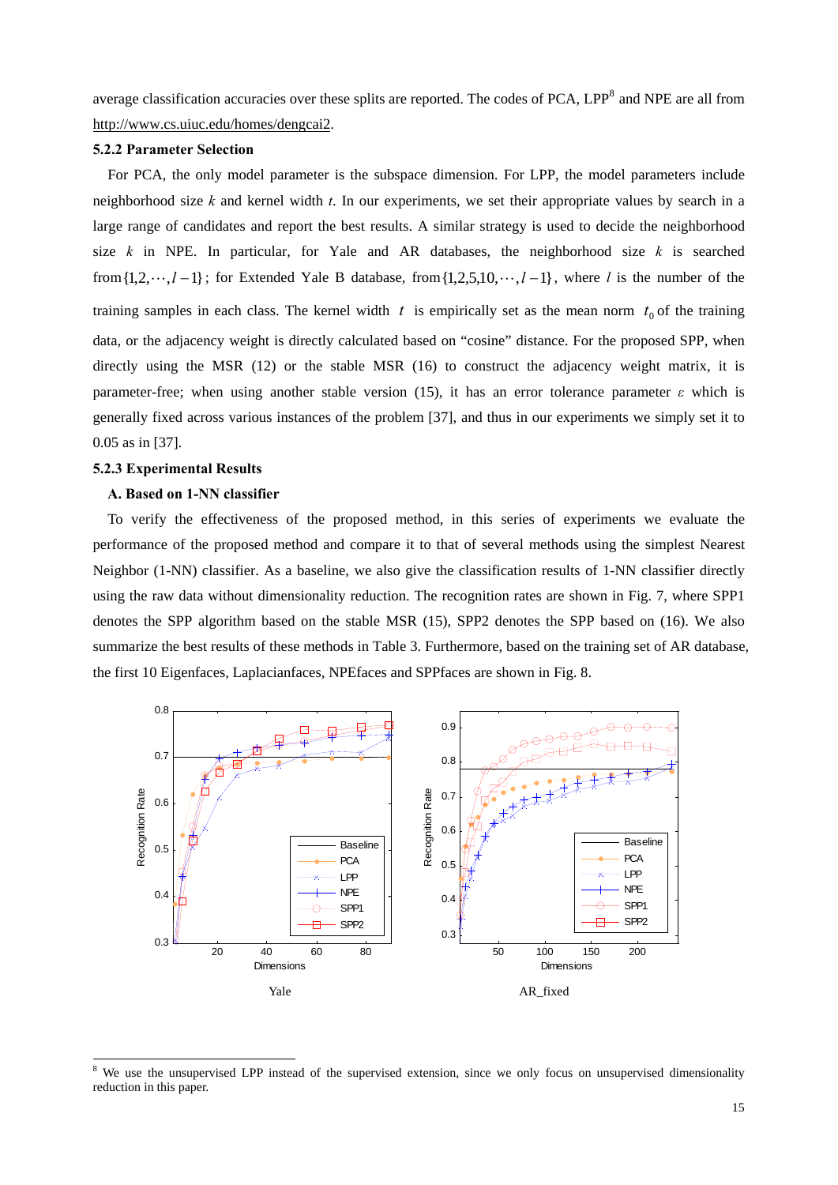average classification accuracies over these splits are reported. The codes of PCA, LPP[8] and NPE are all from http://www.cs.uiuc.edu/homes/dengcai2.

### 5.2.2 Parameter Selection

For PCA, the only model parameter is the subspace dimension. For LPP, the model parameters include neighborhood size $k$ and kernel width $t$. In our experiments, we set their appropriate values by search in a large range of candidates and report the best results. A similar strategy is used to decide the neighborhood size $k$ in NPE. In particular, for Yale and AR databases, the neighborhood size $k$ is searched from $\{1,2,\cdots,l-1\}$; for Extended Yale B database, from $\{1,2,5,10,\cdots,l-1\}$, where $l$ is the number of the training samples in each class. The kernel width $t$ is empirically set as the mean norm $t_0$ of the training data, or the adjacency weight is directly calculated based on "cosine" distance. For the proposed SPP, when directly using the MSR (12) or the stable MSR (16) to construct the adjacency weight matrix, it is parameter-free; when using another stable version (15), it has an error tolerance parameter $\varepsilon$ which is generally fixed across various instances of the problem [37], and thus in our experiments we simply set it to 0.05 as in [37].

### 5.2.3 Experimental Results

#### A. Based on 1-NN classifier

To verify the effectiveness of the proposed method, in this series of experiments we evaluate the performance of the proposed method and compare it to that of several methods using the simplest Nearest Neighbor (1-NN) classifier. As a baseline, we also give the classification results of 1-NN classifier directly using the raw data without dimensionality reduction. The recognition rates are shown in Fig. 7, where SPP1 denotes the SPP algorithm based on the stable MSR (15), SPP2 denotes the SPP based on (16). We also summarize the best results of these methods in Table 3. Furthermore, based on the training set of AR database, the first 10 Eigenfaces, Laplacianfaces, NPEfaces and SPPfaces are shown in Fig. 8.

Yale

AR_fixed

---

[8] We use the unsupervised LPP instead of the supervised extension, since we only focus on unsupervised dimensionality reduction in this paper.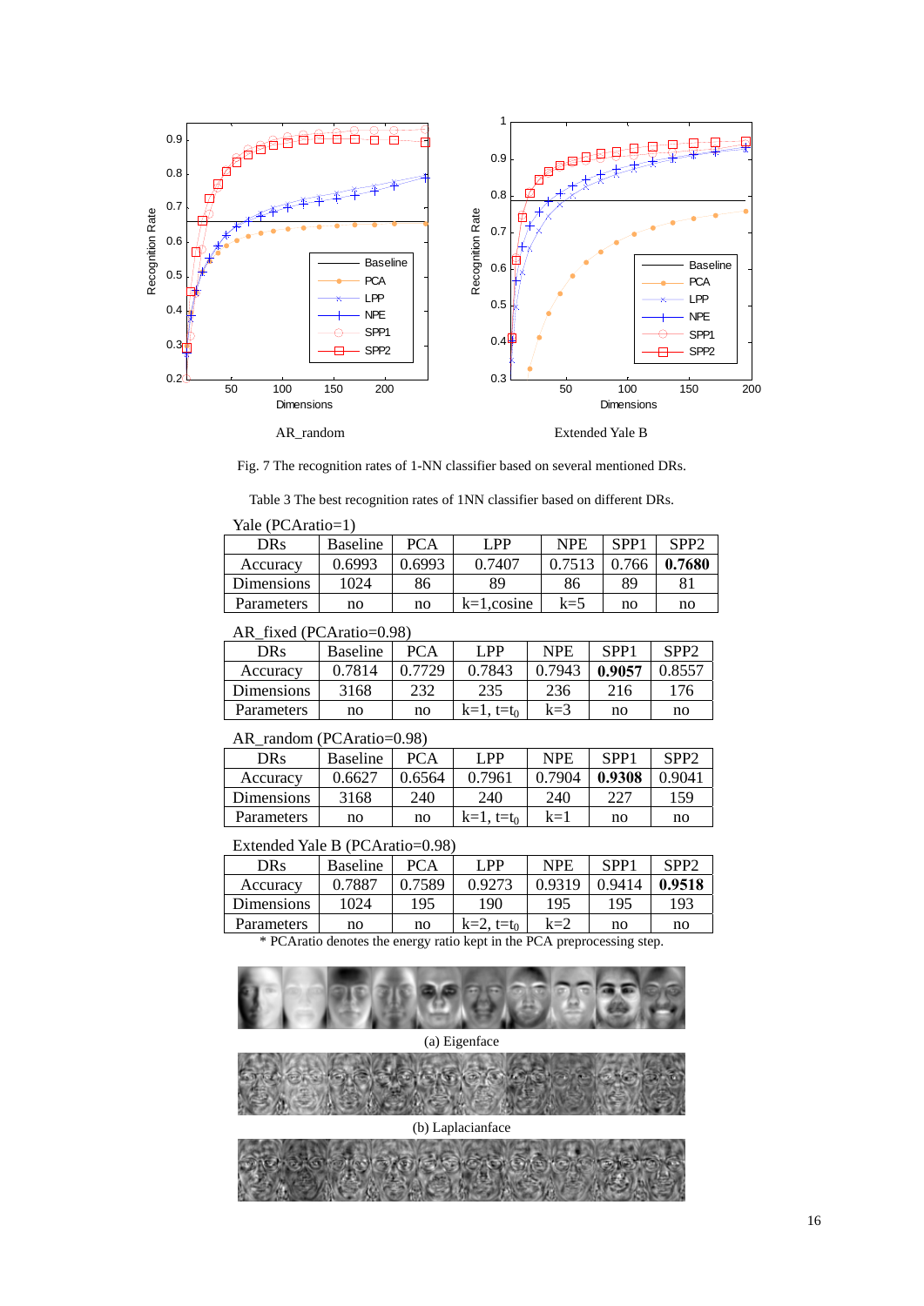AR_random Extended Yale B

Fig. 7 The recognition rates of 1-NN classifier based on several mentioned DRs.

Table 3 The best recognition rates of 1NN classifier based on different DRs.

Yale (PCAratio=1)

| DRs | Baseline | PCA | LPP | NPE | SPP1 | SPP2 |
|---|---|---|---|---|---|---|
| Accuracy | 0.6993 | 0.6993 | 0.7407 | 0.7513 | 0.766 | **0.7680** |
| Dimensions | 1024 | 86 | 89 | 86 | 89 | 81 |
| Parameters | no | no | k=1,cosine | k=5 | no | no |

AR_fixed (PCAratio=0.98)

| DRs | Baseline | PCA | LPP | NPE | SPP1 | SPP2 |
|---|---|---|---|---|---|---|
| Accuracy | 0.7814 | 0.7729 | 0.7843 | 0.7943 | **0.9057** | 0.8557 |
| Dimensions | 3168 | 232 | 235 | 236 | 216 | 176 |
| Parameters | no | no | k=1, $t=t_0$ | k=3 | no | no |

AR_random (PCAratio=0.98)

| DRs | Baseline | PCA | LPP | NPE | SPP1 | SPP2 |
|---|---|---|---|---|---|---|
| Accuracy | 0.6627 | 0.6564 | 0.7961 | 0.7904 | **0.9308** | 0.9041 |
| Dimensions | 3168 | 240 | 240 | 240 | 227 | 159 |
| Parameters | no | no | k=1, $t=t_0$ | k=1 | no | no |

Extended Yale B (PCAratio=0.98)

| DRs | Baseline | PCA | LPP | NPE | SPP1 | SPP2 |
|---|---|---|---|---|---|---|
| Accuracy | 0.7887 | 0.7589 | 0.9273 | 0.9319 | 0.9414 | **0.9518** |
| Dimensions | 1024 | 195 | 190 | 195 | 195 | 193 |
| Parameters | no | no | k=2, $t=t_0$ | k=2 | no | no |

* PCAratio denotes the energy ratio kept in the PCA preprocessing step.

(a) Eigenface

(b) Laplacianface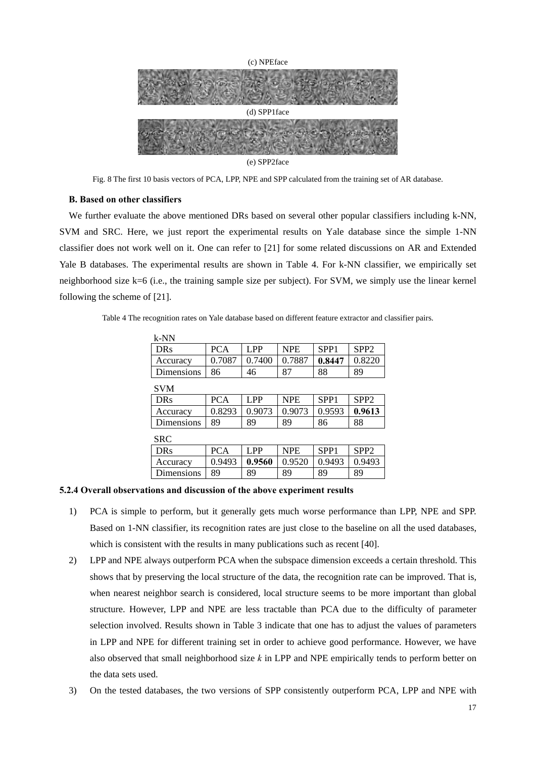(c) NPEface

(d) SPP1face

(e) SPP2face

Fig. 8 The first 10 basis vectors of PCA, LPP, NPE and SPP calculated from the training set of AR database.

**B. Based on other classifiers**

We further evaluate the above mentioned DRs based on several other popular classifiers including k-NN, SVM and SRC. Here, we just report the experimental results on Yale database since the simple 1-NN classifier does not work well on it. One can refer to [21] for some related discussions on AR and Extended Yale B databases. The experimental results are shown in Table 4. For k-NN classifier, we empirically set neighborhood size k=6 (i.e., the training sample size per subject). For SVM, we simply use the linear kernel following the scheme of [21].

Table 4 The recognition rates on Yale database based on different feature extractor and classifier pairs.

k-NN

| DRs | PCA | LPP | NPE | SPP1 | SPP2 |
|---|---|---|---|---|---|
| Accuracy | 0.7087 | 0.7400 | 0.7887 | **0.8447** | 0.8220 |
| Dimensions | 86 | 46 | 87 | 88 | 89 |

SVM

| DRs | PCA | LPP | NPE | SPP1 | SPP2 |
|---|---|---|---|---|---|
| Accuracy | 0.8293 | 0.9073 | 0.9073 | 0.9593 | **0.9613** |
| Dimensions | 89 | 89 | 89 | 86 | 88 |

SRC

| DRs | PCA | LPP | NPE | SPP1 | SPP2 |
|---|---|---|---|---|---|
| Accuracy | 0.9493 | **0.9560** | 0.9520 | 0.9493 | 0.9493 |
| Dimensions | 89 | 89 | 89 | 89 | 89 |

**5.2.4 Overall observations and discussion of the above experiment results**

1) PCA is simple to perform, but it generally gets much worse performance than LPP, NPE and SPP. Based on 1-NN classifier, its recognition rates are just close to the baseline on all the used databases, which is consistent with the results in many publications such as recent [40].
2) LPP and NPE always outperform PCA when the subspace dimension exceeds a certain threshold. This shows that by preserving the local structure of the data, the recognition rate can be improved. That is, when nearest neighbor search is considered, local structure seems to be more important than global structure. However, LPP and NPE are less tractable than PCA due to the difficulty of parameter selection involved. Results shown in Table 3 indicate that one has to adjust the values of parameters in LPP and NPE for different training set in order to achieve good performance. However, we have also observed that small neighborhood size *k* in LPP and NPE empirically tends to perform better on the data sets used.
3) On the tested databases, the two versions of SPP consistently outperform PCA, LPP and NPE with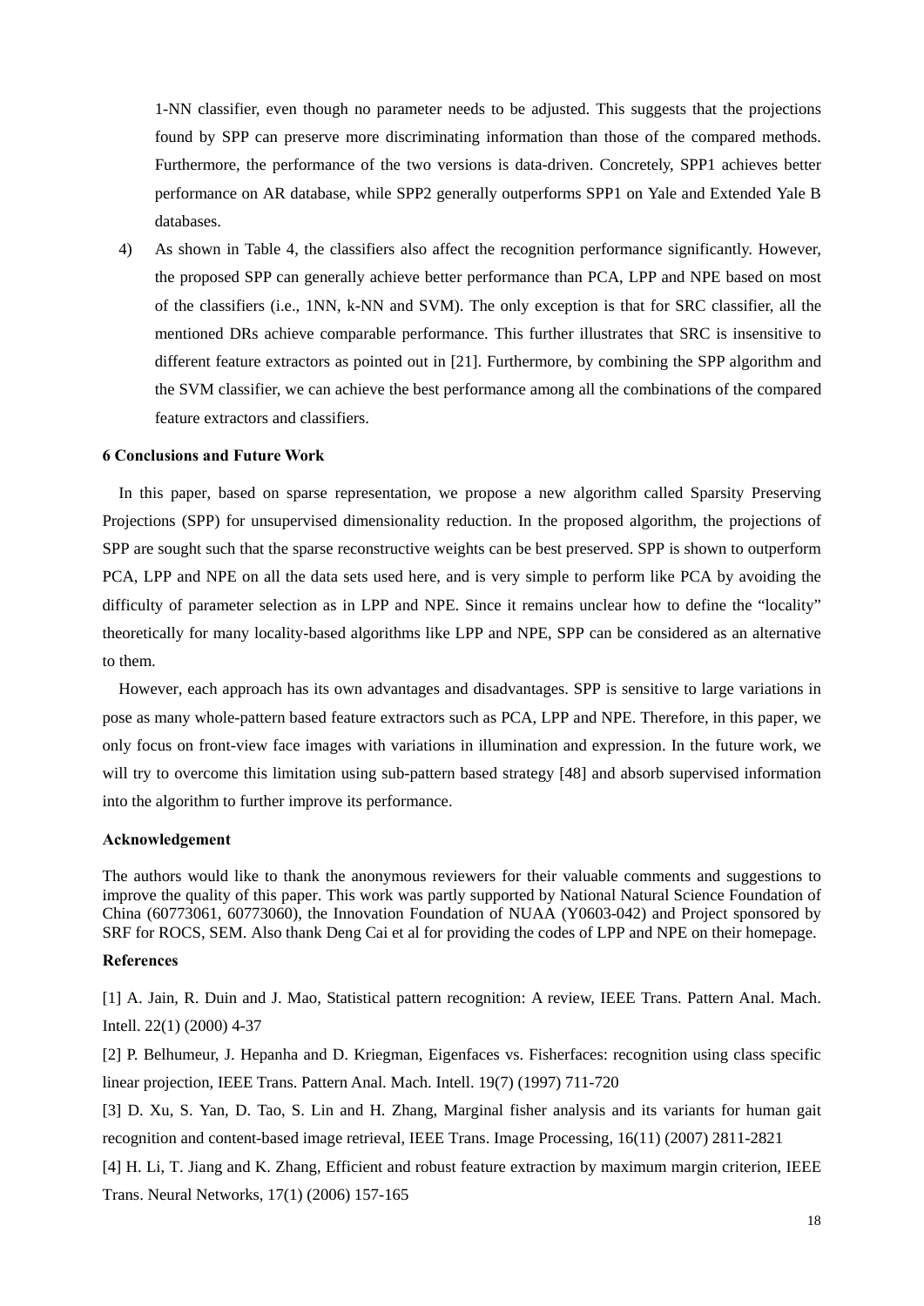1-NN classifier, even though no parameter needs to be adjusted. This suggests that the projections found by SPP can preserve more discriminating information than those of the compared methods. Furthermore, the performance of the two versions is data-driven. Concretely, SPP1 achieves better performance on AR database, while SPP2 generally outperforms SPP1 on Yale and Extended Yale B databases.

4) As shown in Table 4, the classifiers also affect the recognition performance significantly. However, the proposed SPP can generally achieve better performance than PCA, LPP and NPE based on most of the classifiers (i.e., 1NN, k-NN and SVM). The only exception is that for SRC classifier, all the mentioned DRs achieve comparable performance. This further illustrates that SRC is insensitive to different feature extractors as pointed out in [21]. Furthermore, by combining the SPP algorithm and the SVM classifier, we can achieve the best performance among all the combinations of the compared feature extractors and classifiers.

## 6 Conclusions and Future Work

In this paper, based on sparse representation, we propose a new algorithm called Sparsity Preserving Projections (SPP) for unsupervised dimensionality reduction. In the proposed algorithm, the projections of SPP are sought such that the sparse reconstructive weights can be best preserved. SPP is shown to outperform PCA, LPP and NPE on all the data sets used here, and is very simple to perform like PCA by avoiding the difficulty of parameter selection as in LPP and NPE. Since it remains unclear how to define the "locality" theoretically for many locality-based algorithms like LPP and NPE, SPP can be considered as an alternative to them.

However, each approach has its own advantages and disadvantages. SPP is sensitive to large variations in pose as many whole-pattern based feature extractors such as PCA, LPP and NPE. Therefore, in this paper, we only focus on front-view face images with variations in illumination and expression. In the future work, we will try to overcome this limitation using sub-pattern based strategy [48] and absorb supervised information into the algorithm to further improve its performance.

## Acknowledgement

The authors would like to thank the anonymous reviewers for their valuable comments and suggestions to improve the quality of this paper. This work was partly supported by National Natural Science Foundation of China (60773061, 60773060), the Innovation Foundation of NUAA (Y0603-042) and Project sponsored by SRF for ROCS, SEM. Also thank Deng Cai et al for providing the codes of LPP and NPE on their homepage.

## References

[1] A. Jain, R. Duin and J. Mao, Statistical pattern recognition: A review, IEEE Trans. Pattern Anal. Mach. Intell. 22(1) (2000) 4-37

[2] P. Belhumeur, J. Hepanha and D. Kriegman, Eigenfaces vs. Fisherfaces: recognition using class specific linear projection, IEEE Trans. Pattern Anal. Mach. Intell. 19(7) (1997) 711-720

[3] D. Xu, S. Yan, D. Tao, S. Lin and H. Zhang, Marginal fisher analysis and its variants for human gait recognition and content-based image retrieval, IEEE Trans. Image Processing, 16(11) (2007) 2811-2821

[4] H. Li, T. Jiang and K. Zhang, Efficient and robust feature extraction by maximum margin criterion, IEEE Trans. Neural Networks, 17(1) (2006) 157-165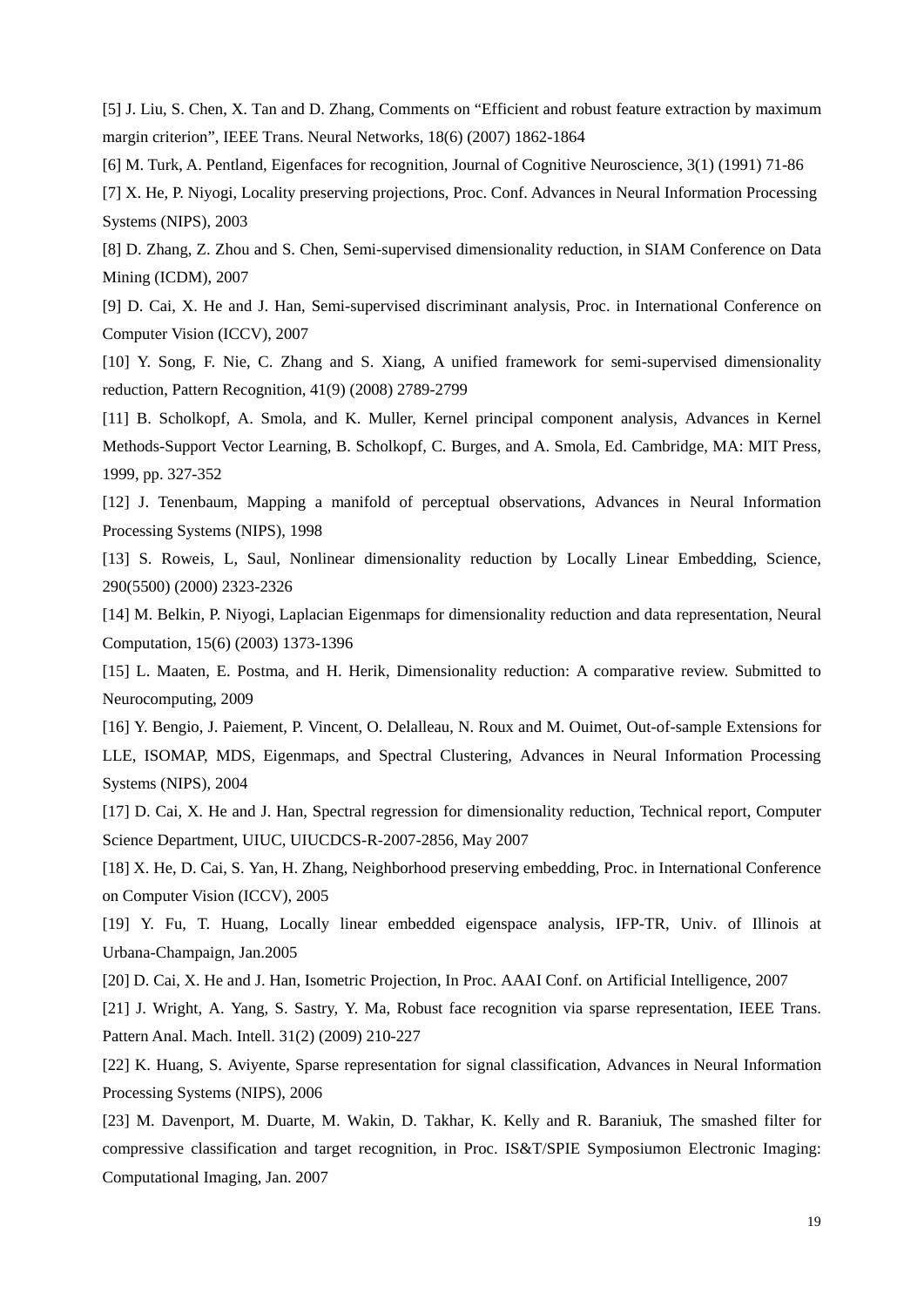[5] J. Liu, S. Chen, X. Tan and D. Zhang, Comments on “Efficient and robust feature extraction by maximum margin criterion”, IEEE Trans. Neural Networks, 18(6) (2007) 1862-1864

[6] M. Turk, A. Pentland, Eigenfaces for recognition, Journal of Cognitive Neuroscience, 3(1) (1991) 71-86

[7] X. He, P. Niyogi, Locality preserving projections, Proc. Conf. Advances in Neural Information Processing Systems (NIPS), 2003

[8] D. Zhang, Z. Zhou and S. Chen, Semi-supervised dimensionality reduction, in SIAM Conference on Data Mining (ICDM), 2007

[9] D. Cai, X. He and J. Han, Semi-supervised discriminant analysis, Proc. in International Conference on Computer Vision (ICCV), 2007

[10] Y. Song, F. Nie, C. Zhang and S. Xiang, A unified framework for semi-supervised dimensionality reduction, Pattern Recognition, 41(9) (2008) 2789-2799

[11] B. Scholkopf, A. Smola, and K. Muller, Kernel principal component analysis, Advances in Kernel Methods-Support Vector Learning, B. Scholkopf, C. Burges, and A. Smola, Ed. Cambridge, MA: MIT Press, 1999, pp. 327-352

[12] J. Tenenbaum, Mapping a manifold of perceptual observations, Advances in Neural Information Processing Systems (NIPS), 1998

[13] S. Roweis, L, Saul, Nonlinear dimensionality reduction by Locally Linear Embedding, Science, 290(5500) (2000) 2323-2326

[14] M. Belkin, P. Niyogi, Laplacian Eigenmaps for dimensionality reduction and data representation, Neural Computation, 15(6) (2003) 1373-1396

[15] L. Maaten, E. Postma, and H. Herik, Dimensionality reduction: A comparative review. Submitted to Neurocomputing, 2009

[16] Y. Bengio, J. Paiement, P. Vincent, O. Delalleau, N. Roux and M. Ouimet, Out-of-sample Extensions for LLE, ISOMAP, MDS, Eigenmaps, and Spectral Clustering, Advances in Neural Information Processing Systems (NIPS), 2004

[17] D. Cai, X. He and J. Han, Spectral regression for dimensionality reduction, Technical report, Computer Science Department, UIUC, UIUCDCS-R-2007-2856, May 2007

[18] X. He, D. Cai, S. Yan, H. Zhang, Neighborhood preserving embedding, Proc. in International Conference on Computer Vision (ICCV), 2005

[19] Y. Fu, T. Huang, Locally linear embedded eigenspace analysis, IFP-TR, Univ. of Illinois at Urbana-Champaign, Jan.2005

[20] D. Cai, X. He and J. Han, Isometric Projection, In Proc. AAAI Conf. on Artificial Intelligence, 2007

[21] J. Wright, A. Yang, S. Sastry, Y. Ma, Robust face recognition via sparse representation, IEEE Trans. Pattern Anal. Mach. Intell. 31(2) (2009) 210-227

[22] K. Huang, S. Aviyente, Sparse representation for signal classification, Advances in Neural Information Processing Systems (NIPS), 2006

[23] M. Davenport, M. Duarte, M. Wakin, D. Takhar, K. Kelly and R. Baraniuk, The smashed filter for compressive classification and target recognition, in Proc. IS&T/SPIE Symposiumon Electronic Imaging: Computational Imaging, Jan. 2007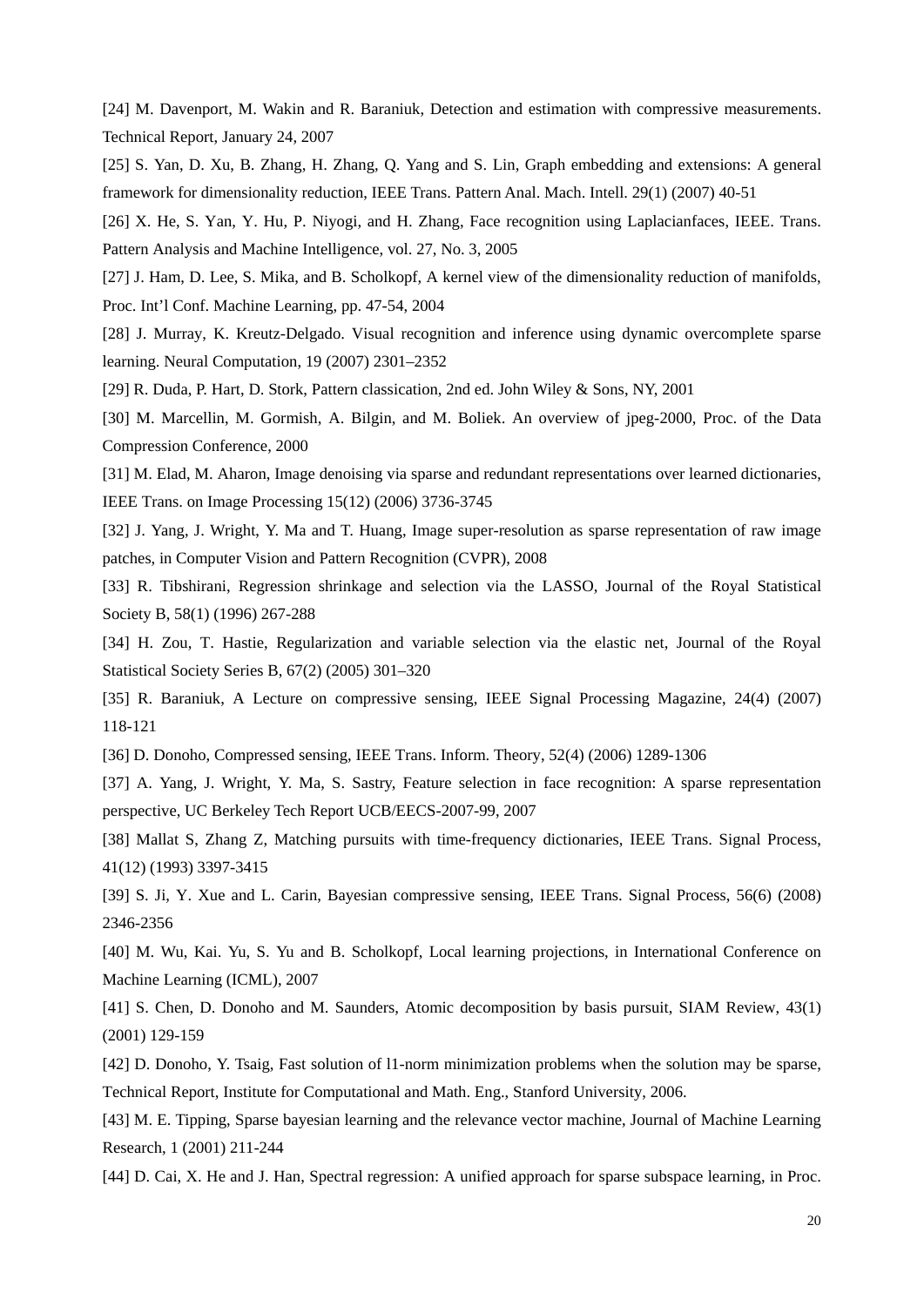[24] M. Davenport, M. Wakin and R. Baraniuk, Detection and estimation with compressive measurements. Technical Report, January 24, 2007

[25] S. Yan, D. Xu, B. Zhang, H. Zhang, Q. Yang and S. Lin, Graph embedding and extensions: A general framework for dimensionality reduction, IEEE Trans. Pattern Anal. Mach. Intell. 29(1) (2007) 40-51

[26] X. He, S. Yan, Y. Hu, P. Niyogi, and H. Zhang, Face recognition using Laplacianfaces, IEEE. Trans. Pattern Analysis and Machine Intelligence, vol. 27, No. 3, 2005

[27] J. Ham, D. Lee, S. Mika, and B. Scholkopf, A kernel view of the dimensionality reduction of manifolds, Proc. Int'l Conf. Machine Learning, pp. 47-54, 2004

[28] J. Murray, K. Kreutz-Delgado. Visual recognition and inference using dynamic overcomplete sparse learning. Neural Computation, 19 (2007) 2301–2352

[29] R. Duda, P. Hart, D. Stork, Pattern classication, 2nd ed. John Wiley & Sons, NY, 2001

[30] M. Marcellin, M. Gormish, A. Bilgin, and M. Boliek. An overview of jpeg-2000, Proc. of the Data Compression Conference, 2000

[31] M. Elad, M. Aharon, Image denoising via sparse and redundant representations over learned dictionaries, IEEE Trans. on Image Processing 15(12) (2006) 3736-3745

[32] J. Yang, J. Wright, Y. Ma and T. Huang, Image super-resolution as sparse representation of raw image patches, in Computer Vision and Pattern Recognition (CVPR), 2008

[33] R. Tibshirani, Regression shrinkage and selection via the LASSO, Journal of the Royal Statistical Society B, 58(1) (1996) 267-288

[34] H. Zou, T. Hastie, Regularization and variable selection via the elastic net, Journal of the Royal Statistical Society Series B, 67(2) (2005) 301–320

[35] R. Baraniuk, A Lecture on compressive sensing, IEEE Signal Processing Magazine, 24(4) (2007) 118-121

[36] D. Donoho, Compressed sensing, IEEE Trans. Inform. Theory, 52(4) (2006) 1289-1306

[37] A. Yang, J. Wright, Y. Ma, S. Sastry, Feature selection in face recognition: A sparse representation perspective, UC Berkeley Tech Report UCB/EECS-2007-99, 2007

[38] Mallat S, Zhang Z, Matching pursuits with time-frequency dictionaries, IEEE Trans. Signal Process, 41(12) (1993) 3397-3415

[39] S. Ji, Y. Xue and L. Carin, Bayesian compressive sensing, IEEE Trans. Signal Process, 56(6) (2008) 2346-2356

[40] M. Wu, Kai. Yu, S. Yu and B. Scholkopf, Local learning projections, in International Conference on Machine Learning (ICML), 2007

[41] S. Chen, D. Donoho and M. Saunders, Atomic decomposition by basis pursuit, SIAM Review, 43(1) (2001) 129-159

[42] D. Donoho, Y. Tsaig, Fast solution of l1-norm minimization problems when the solution may be sparse, Technical Report, Institute for Computational and Math. Eng., Stanford University, 2006.

[43] M. E. Tipping, Sparse bayesian learning and the relevance vector machine, Journal of Machine Learning Research, 1 (2001) 211-244

[44] D. Cai, X. He and J. Han, Spectral regression: A unified approach for sparse subspace learning, in Proc.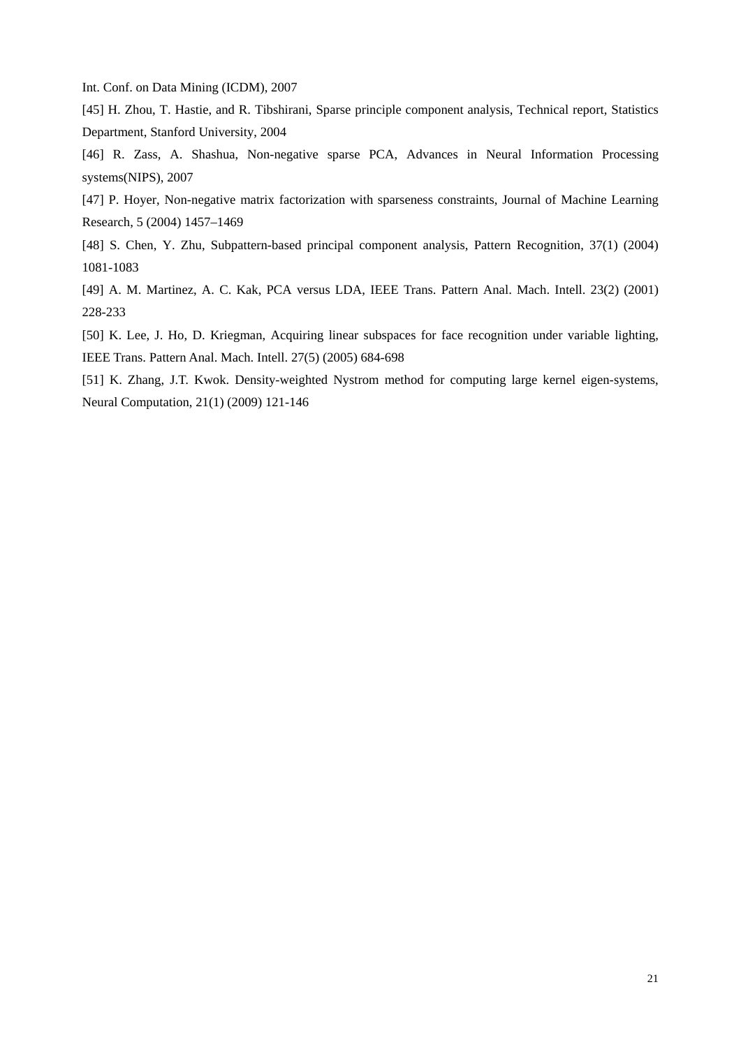Int. Conf. on Data Mining (ICDM), 2007

[45] H. Zhou, T. Hastie, and R. Tibshirani, Sparse principle component analysis, Technical report, Statistics Department, Stanford University, 2004

[46] R. Zass, A. Shashua, Non-negative sparse PCA, Advances in Neural Information Processing systems(NIPS), 2007

[47] P. Hoyer, Non-negative matrix factorization with sparseness constraints, Journal of Machine Learning Research, 5 (2004) 1457–1469

[48] S. Chen, Y. Zhu, Subpattern-based principal component analysis, Pattern Recognition, 37(1) (2004) 1081-1083

[49] A. M. Martinez, A. C. Kak, PCA versus LDA, IEEE Trans. Pattern Anal. Mach. Intell. 23(2) (2001) 228-233

[50] K. Lee, J. Ho, D. Kriegman, Acquiring linear subspaces for face recognition under variable lighting, IEEE Trans. Pattern Anal. Mach. Intell. 27(5) (2005) 684-698

[51] K. Zhang, J.T. Kwok. Density-weighted Nystrom method for computing large kernel eigen-systems, Neural Computation, 21(1) (2009) 121-146